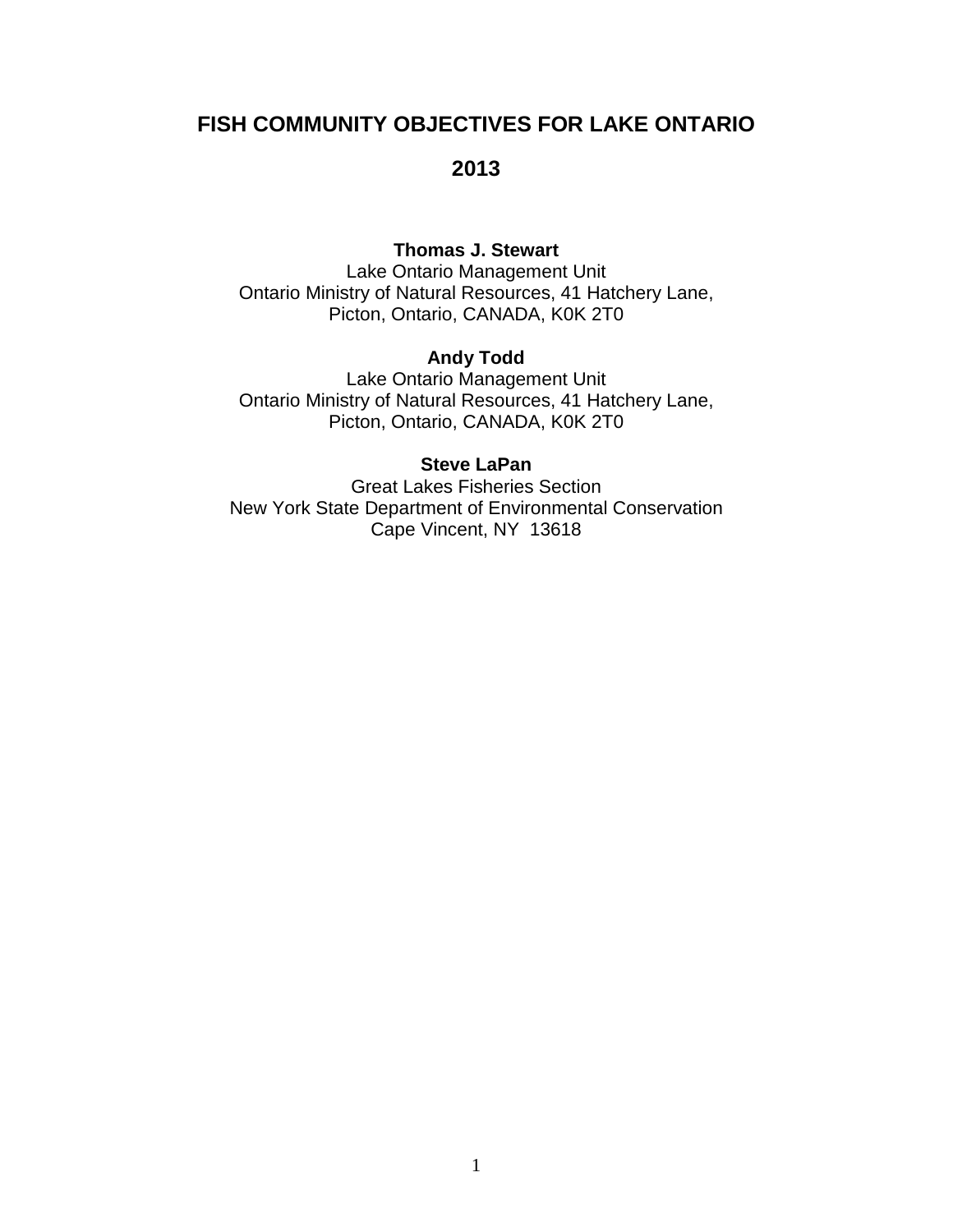# FISH COMMUNITY OBJECTIVES FOR LAKE ONTARIO

## 2013

**Thomas J. Stewart**
Lake Ontario Management Unit
Ontario Ministry of Natural Resources, 41 Hatchery Lane,
Picton, Ontario, CANADA, K0K 2T0

**Andy Todd**
Lake Ontario Management Unit
Ontario Ministry of Natural Resources, 41 Hatchery Lane,
Picton, Ontario, CANADA, K0K 2T0

**Steve LaPan**
Great Lakes Fisheries Section
New York State Department of Environmental Conservation
Cape Vincent, NY 13618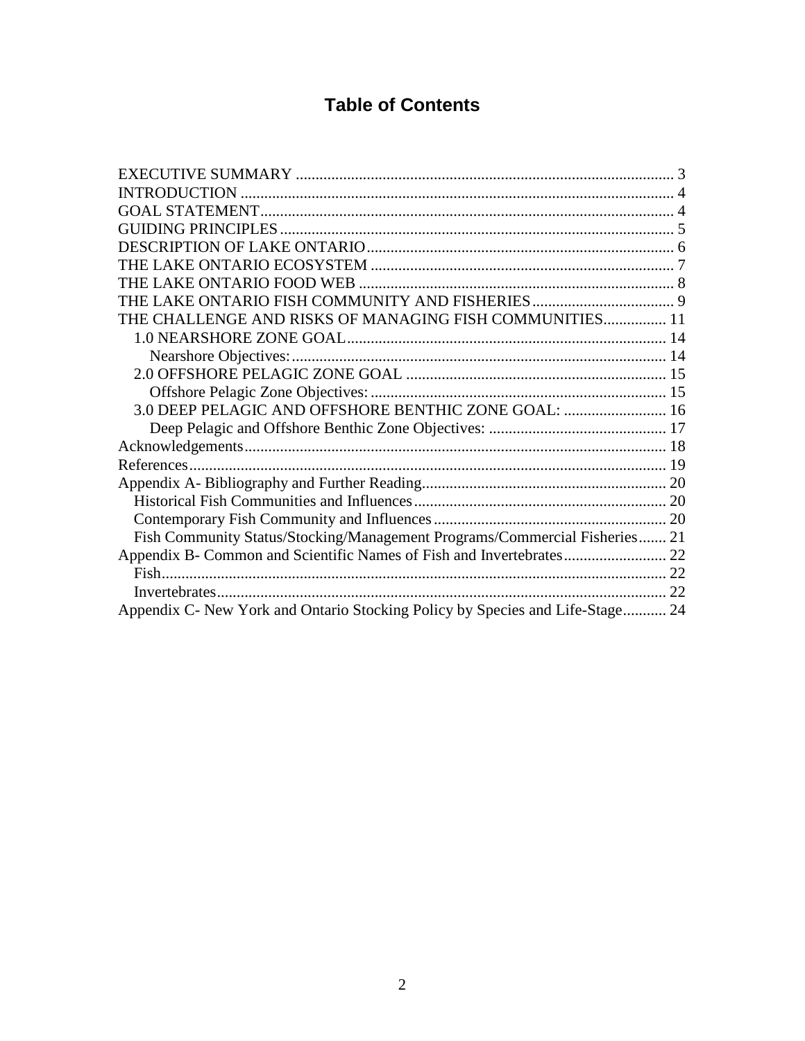# Table of Contents

EXECUTIVE SUMMARY ..... 3
INTRODUCTION ..... 4
GOAL STATEMENT ..... 4
GUIDING PRINCIPLES ..... 5
DESCRIPTION OF LAKE ONTARIO ..... 6
THE LAKE ONTARIO ECOSYSTEM ..... 7
THE LAKE ONTARIO FOOD WEB ..... 8
THE LAKE ONTARIO FISH COMMUNITY AND FISHERIES ..... 9
THE CHALLENGE AND RISKS OF MANAGING FISH COMMUNITIES ..... 11
- 1.0 NEARSHORE ZONE GOAL ..... 14
  - Nearshore Objectives: ..... 14
- 2.0 OFFSHORE PELAGIC ZONE GOAL ..... 15
  - Offshore Pelagic Zone Objectives: ..... 15
- 3.0 DEEP PELAGIC AND OFFSHORE BENTHIC ZONE GOAL: ..... 16
  - Deep Pelagic and Offshore Benthic Zone Objectives: ..... 17

Acknowledgements ..... 18
References ..... 19
Appendix A- Bibliography and Further Reading ..... 20
- Historical Fish Communities and Influences ..... 20
- Contemporary Fish Community and Influences ..... 20
- Fish Community Status/Stocking/Management Programs/Commercial Fisheries ..... 21

Appendix B- Common and Scientific Names of Fish and Invertebrates ..... 22
- Fish ..... 22
- Invertebrates ..... 22

Appendix C- New York and Ontario Stocking Policy by Species and Life-Stage ..... 24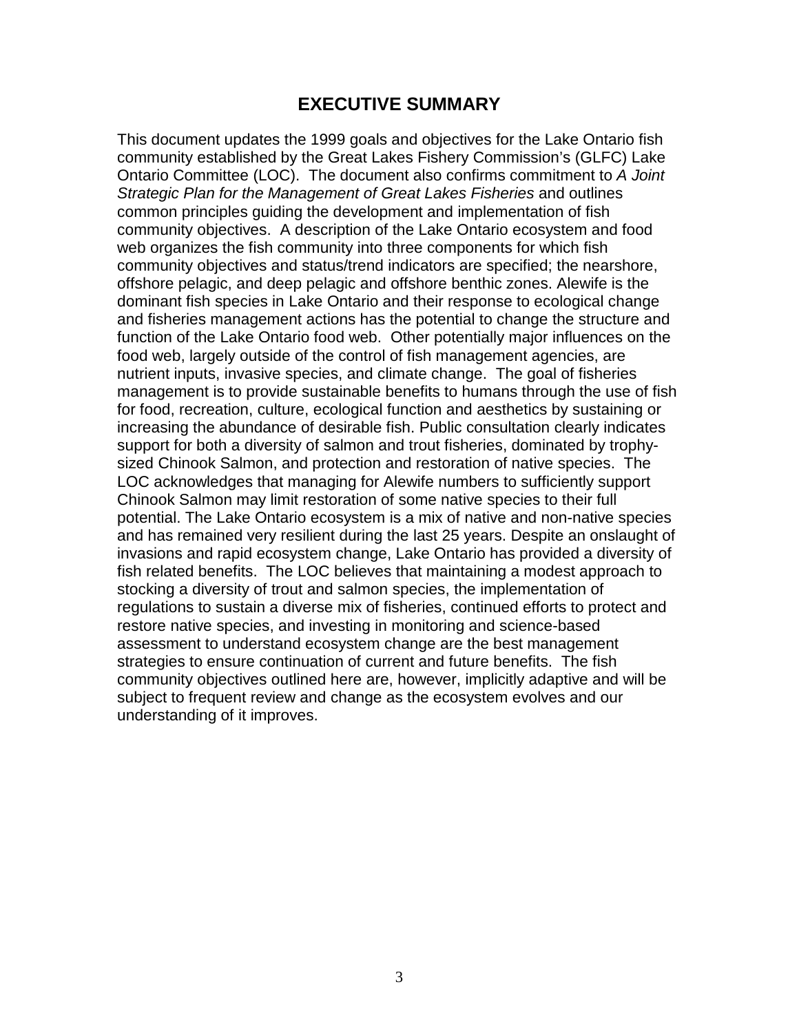# EXECUTIVE SUMMARY

This document updates the 1999 goals and objectives for the Lake Ontario fish community established by the Great Lakes Fishery Commission's (GLFC) Lake Ontario Committee (LOC). The document also confirms commitment to *A Joint Strategic Plan for the Management of Great Lakes Fisheries* and outlines common principles guiding the development and implementation of fish community objectives. A description of the Lake Ontario ecosystem and food web organizes the fish community into three components for which fish community objectives and status/trend indicators are specified; the nearshore, offshore pelagic, and deep pelagic and offshore benthic zones. Alewife is the dominant fish species in Lake Ontario and their response to ecological change and fisheries management actions has the potential to change the structure and function of the Lake Ontario food web. Other potentially major influences on the food web, largely outside of the control of fish management agencies, are nutrient inputs, invasive species, and climate change. The goal of fisheries management is to provide sustainable benefits to humans through the use of fish for food, recreation, culture, ecological function and aesthetics by sustaining or increasing the abundance of desirable fish. Public consultation clearly indicates support for both a diversity of salmon and trout fisheries, dominated by trophy-sized Chinook Salmon, and protection and restoration of native species. The LOC acknowledges that managing for Alewife numbers to sufficiently support Chinook Salmon may limit restoration of some native species to their full potential. The Lake Ontario ecosystem is a mix of native and non-native species and has remained very resilient during the last 25 years. Despite an onslaught of invasions and rapid ecosystem change, Lake Ontario has provided a diversity of fish related benefits. The LOC believes that maintaining a modest approach to stocking a diversity of trout and salmon species, the implementation of regulations to sustain a diverse mix of fisheries, continued efforts to protect and restore native species, and investing in monitoring and science-based assessment to understand ecosystem change are the best management strategies to ensure continuation of current and future benefits. The fish community objectives outlined here are, however, implicitly adaptive and will be subject to frequent review and change as the ecosystem evolves and our understanding of it improves.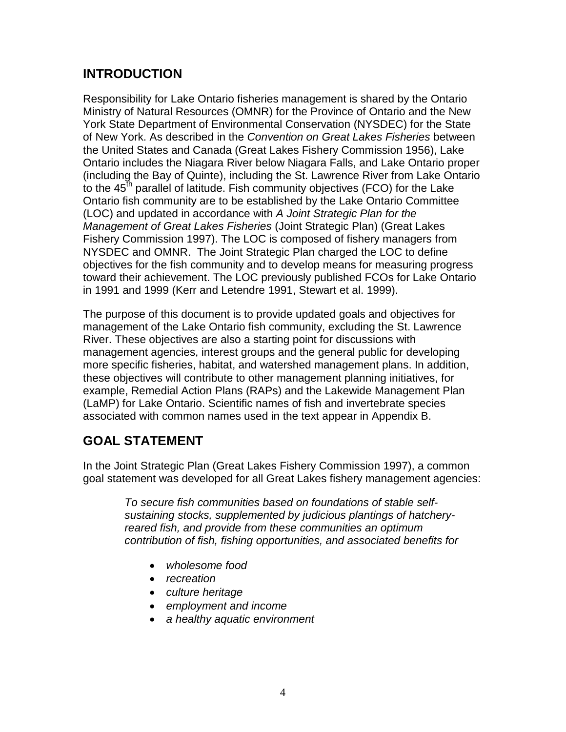## INTRODUCTION

Responsibility for Lake Ontario fisheries management is shared by the Ontario Ministry of Natural Resources (OMNR) for the Province of Ontario and the New York State Department of Environmental Conservation (NYSDEC) for the State of New York. As described in the *Convention on Great Lakes Fisheries* between the United States and Canada (Great Lakes Fishery Commission 1956), Lake Ontario includes the Niagara River below Niagara Falls, and Lake Ontario proper (including the Bay of Quinte), including the St. Lawrence River from Lake Ontario to the $45^{th}$ parallel of latitude. Fish community objectives (FCO) for the Lake Ontario fish community are to be established by the Lake Ontario Committee (LOC) and updated in accordance with *A Joint Strategic Plan for the Management of Great Lakes Fisheries* (Joint Strategic Plan) (Great Lakes Fishery Commission 1997). The LOC is composed of fishery managers from NYSDEC and OMNR. The Joint Strategic Plan charged the LOC to define objectives for the fish community and to develop means for measuring progress toward their achievement. The LOC previously published FCOs for Lake Ontario in 1991 and 1999 (Kerr and Letendre 1991, Stewart et al. 1999).

The purpose of this document is to provide updated goals and objectives for management of the Lake Ontario fish community, excluding the St. Lawrence River. These objectives are also a starting point for discussions with management agencies, interest groups and the general public for developing more specific fisheries, habitat, and watershed management plans. In addition, these objectives will contribute to other management planning initiatives, for example, Remedial Action Plans (RAPs) and the Lakewide Management Plan (LaMP) for Lake Ontario. Scientific names of fish and invertebrate species associated with common names used in the text appear in Appendix B.

## GOAL STATEMENT

In the Joint Strategic Plan (Great Lakes Fishery Commission 1997), a common goal statement was developed for all Great Lakes fishery management agencies:

> *To secure fish communities based on foundations of stable self-sustaining stocks, supplemented by judicious plantings of hatchery-reared fish, and provide from these communities an optimum contribution of fish, fishing opportunities, and associated benefits for*
>
> - *wholesome food*
> - *recreation*
> - *culture heritage*
> - *employment and income*
> - *a healthy aquatic environment*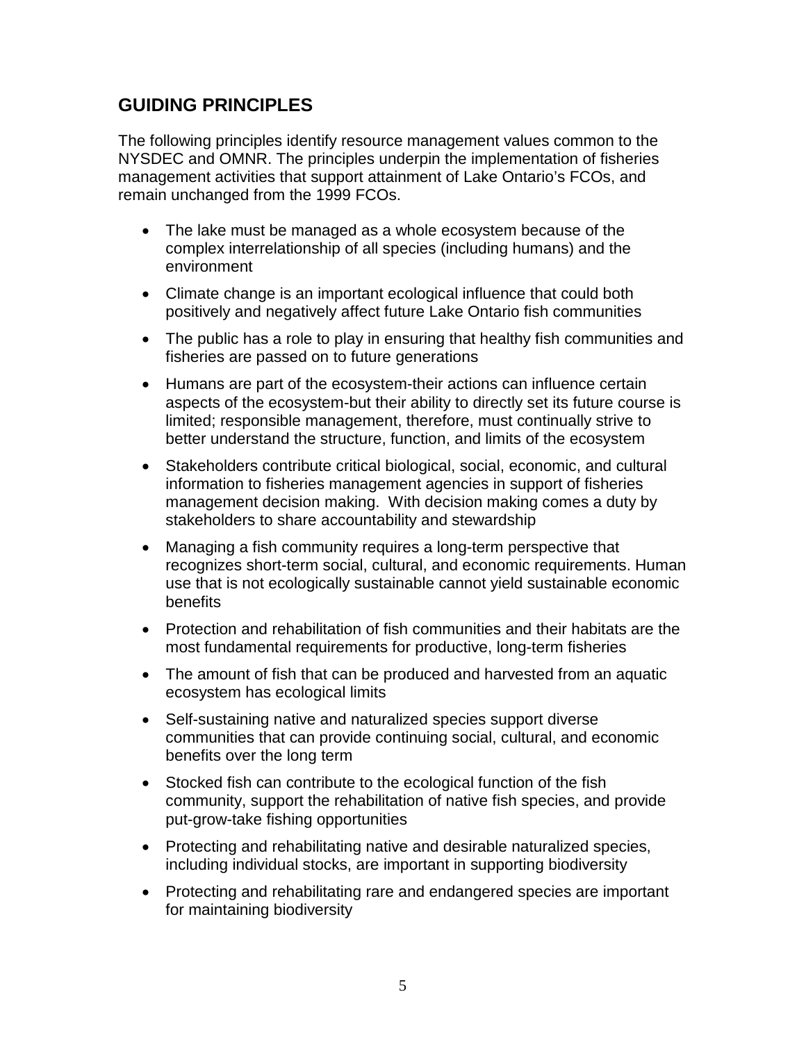## GUIDING PRINCIPLES

The following principles identify resource management values common to the NYSDEC and OMNR. The principles underpin the implementation of fisheries management activities that support attainment of Lake Ontario's FCOs, and remain unchanged from the 1999 FCOs.

- The lake must be managed as a whole ecosystem because of the complex interrelationship of all species (including humans) and the environment
- Climate change is an important ecological influence that could both positively and negatively affect future Lake Ontario fish communities
- The public has a role to play in ensuring that healthy fish communities and fisheries are passed on to future generations
- Humans are part of the ecosystem-their actions can influence certain aspects of the ecosystem-but their ability to directly set its future course is limited; responsible management, therefore, must continually strive to better understand the structure, function, and limits of the ecosystem
- Stakeholders contribute critical biological, social, economic, and cultural information to fisheries management agencies in support of fisheries management decision making. With decision making comes a duty by stakeholders to share accountability and stewardship
- Managing a fish community requires a long-term perspective that recognizes short-term social, cultural, and economic requirements. Human use that is not ecologically sustainable cannot yield sustainable economic benefits
- Protection and rehabilitation of fish communities and their habitats are the most fundamental requirements for productive, long-term fisheries
- The amount of fish that can be produced and harvested from an aquatic ecosystem has ecological limits
- Self-sustaining native and naturalized species support diverse communities that can provide continuing social, cultural, and economic benefits over the long term
- Stocked fish can contribute to the ecological function of the fish community, support the rehabilitation of native fish species, and provide put-grow-take fishing opportunities
- Protecting and rehabilitating native and desirable naturalized species, including individual stocks, are important in supporting biodiversity
- Protecting and rehabilitating rare and endangered species are important for maintaining biodiversity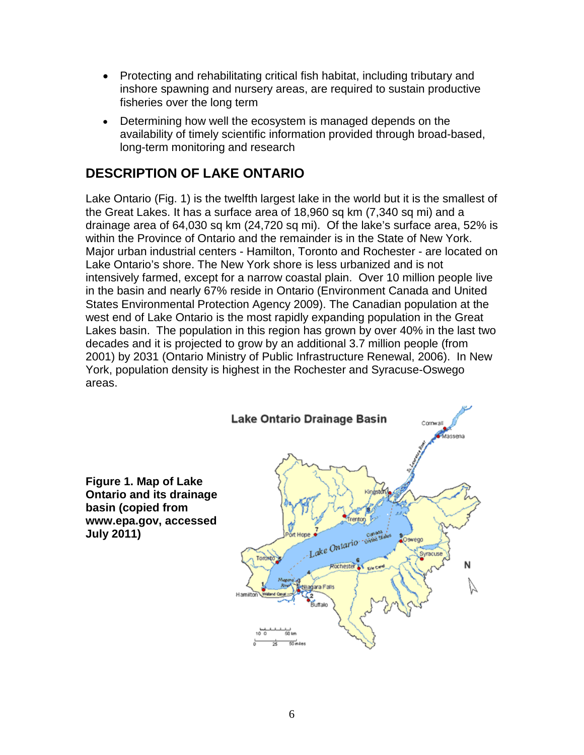- Protecting and rehabilitating critical fish habitat, including tributary and inshore spawning and nursery areas, are required to sustain productive fisheries over the long term
- Determining how well the ecosystem is managed depends on the availability of timely scientific information provided through broad-based, long-term monitoring and research

## DESCRIPTION OF LAKE ONTARIO

Lake Ontario (Fig. 1) is the twelfth largest lake in the world but it is the smallest of the Great Lakes. It has a surface area of 18,960 sq km (7,340 sq mi) and a drainage area of 64,030 sq km (24,720 sq mi). Of the lake's surface area, 52% is within the Province of Ontario and the remainder is in the State of New York. Major urban industrial centers - Hamilton, Toronto and Rochester - are located on Lake Ontario's shore. The New York shore is less urbanized and is not intensively farmed, except for a narrow coastal plain. Over 10 million people live in the basin and nearly 67% reside in Ontario (Environment Canada and United States Environmental Protection Agency 2009). The Canadian population at the west end of Lake Ontario is the most rapidly expanding population in the Great Lakes basin. The population in this region has grown by over 40% in the last two decades and it is projected to grow by an additional 3.7 million people (from 2001) by 2031 (Ontario Ministry of Public Infrastructure Renewal, 2006). In New York, population density is highest in the Rochester and Syracuse-Oswego areas.

**Figure 1. Map of Lake Ontario and its drainage basin (copied from www.epa.gov, accessed July 2011)**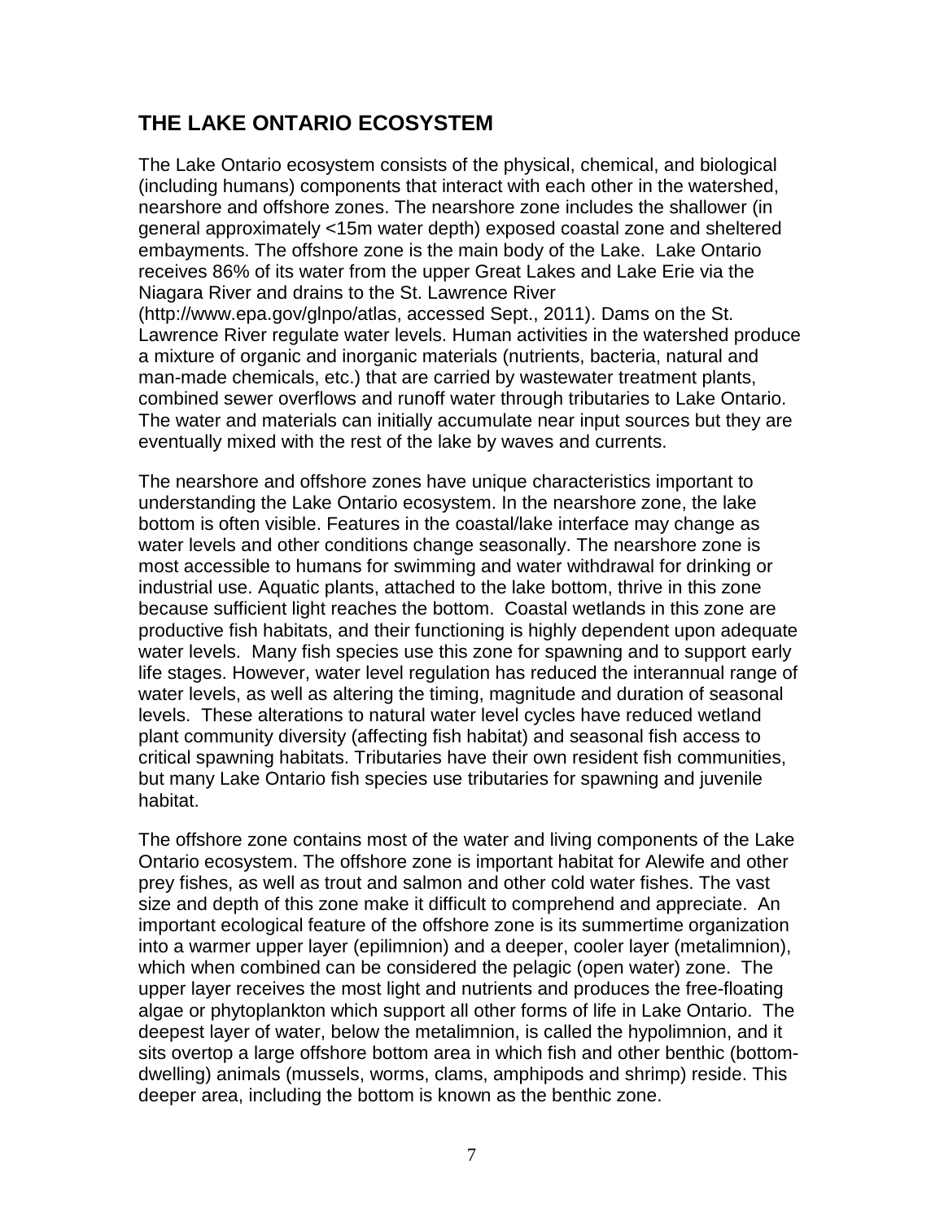## THE LAKE ONTARIO ECOSYSTEM

The Lake Ontario ecosystem consists of the physical, chemical, and biological (including humans) components that interact with each other in the watershed, nearshore and offshore zones. The nearshore zone includes the shallower (in general approximately <15m water depth) exposed coastal zone and sheltered embayments. The offshore zone is the main body of the Lake. Lake Ontario receives 86% of its water from the upper Great Lakes and Lake Erie via the Niagara River and drains to the St. Lawrence River (http://www.epa.gov/glnpo/atlas, accessed Sept., 2011). Dams on the St. Lawrence River regulate water levels. Human activities in the watershed produce a mixture of organic and inorganic materials (nutrients, bacteria, natural and man-made chemicals, etc.) that are carried by wastewater treatment plants, combined sewer overflows and runoff water through tributaries to Lake Ontario. The water and materials can initially accumulate near input sources but they are eventually mixed with the rest of the lake by waves and currents.

The nearshore and offshore zones have unique characteristics important to understanding the Lake Ontario ecosystem. In the nearshore zone, the lake bottom is often visible. Features in the coastal/lake interface may change as water levels and other conditions change seasonally. The nearshore zone is most accessible to humans for swimming and water withdrawal for drinking or industrial use. Aquatic plants, attached to the lake bottom, thrive in this zone because sufficient light reaches the bottom. Coastal wetlands in this zone are productive fish habitats, and their functioning is highly dependent upon adequate water levels. Many fish species use this zone for spawning and to support early life stages. However, water level regulation has reduced the interannual range of water levels, as well as altering the timing, magnitude and duration of seasonal levels. These alterations to natural water level cycles have reduced wetland plant community diversity (affecting fish habitat) and seasonal fish access to critical spawning habitats. Tributaries have their own resident fish communities, but many Lake Ontario fish species use tributaries for spawning and juvenile habitat.

The offshore zone contains most of the water and living components of the Lake Ontario ecosystem. The offshore zone is important habitat for Alewife and other prey fishes, as well as trout and salmon and other cold water fishes. The vast size and depth of this zone make it difficult to comprehend and appreciate. An important ecological feature of the offshore zone is its summertime organization into a warmer upper layer (epilimnion) and a deeper, cooler layer (metalimnion), which when combined can be considered the pelagic (open water) zone. The upper layer receives the most light and nutrients and produces the free-floating algae or phytoplankton which support all other forms of life in Lake Ontario. The deepest layer of water, below the metalimnion, is called the hypolimnion, and it sits overtop a large offshore bottom area in which fish and other benthic (bottom-dwelling) animals (mussels, worms, clams, amphipods and shrimp) reside. This deeper area, including the bottom is known as the benthic zone.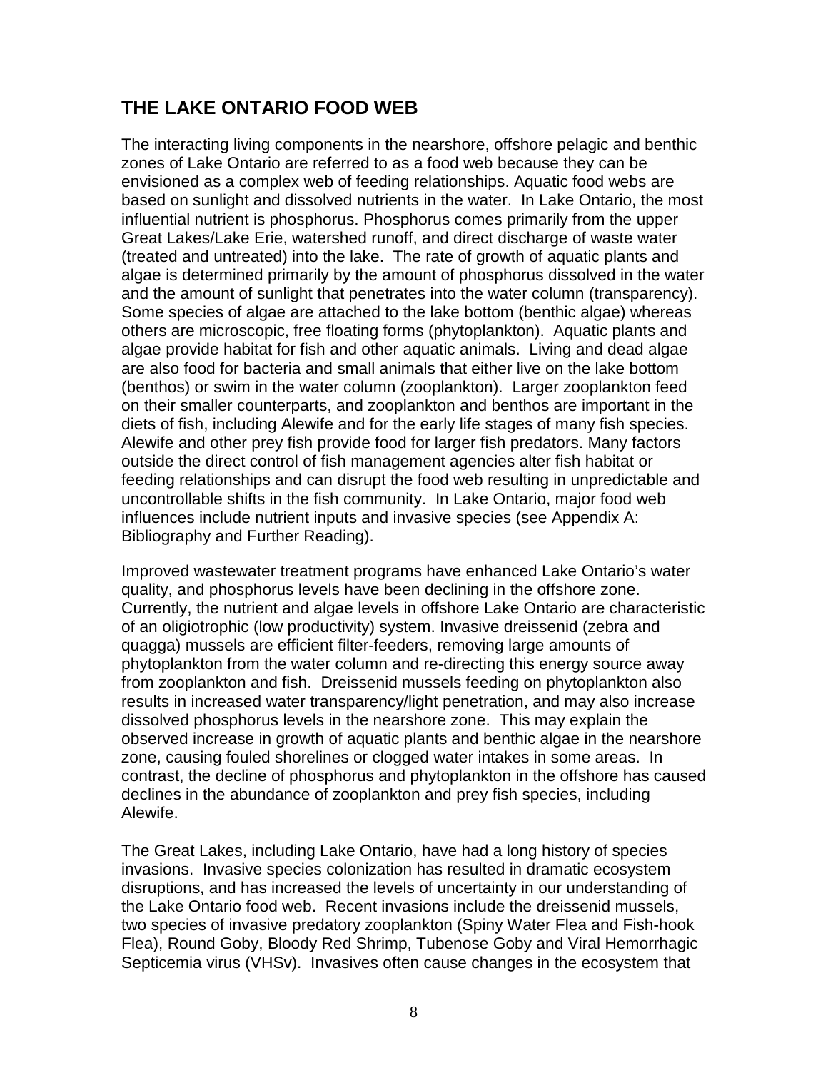## THE LAKE ONTARIO FOOD WEB

The interacting living components in the nearshore, offshore pelagic and benthic zones of Lake Ontario are referred to as a food web because they can be envisioned as a complex web of feeding relationships. Aquatic food webs are based on sunlight and dissolved nutrients in the water. In Lake Ontario, the most influential nutrient is phosphorus. Phosphorus comes primarily from the upper Great Lakes/Lake Erie, watershed runoff, and direct discharge of waste water (treated and untreated) into the lake. The rate of growth of aquatic plants and algae is determined primarily by the amount of phosphorus dissolved in the water and the amount of sunlight that penetrates into the water column (transparency). Some species of algae are attached to the lake bottom (benthic algae) whereas others are microscopic, free floating forms (phytoplankton). Aquatic plants and algae provide habitat for fish and other aquatic animals. Living and dead algae are also food for bacteria and small animals that either live on the lake bottom (benthos) or swim in the water column (zooplankton). Larger zooplankton feed on their smaller counterparts, and zooplankton and benthos are important in the diets of fish, including Alewife and for the early life stages of many fish species. Alewife and other prey fish provide food for larger fish predators. Many factors outside the direct control of fish management agencies alter fish habitat or feeding relationships and can disrupt the food web resulting in unpredictable and uncontrollable shifts in the fish community. In Lake Ontario, major food web influences include nutrient inputs and invasive species (see Appendix A: Bibliography and Further Reading).

Improved wastewater treatment programs have enhanced Lake Ontario's water quality, and phosphorus levels have been declining in the offshore zone. Currently, the nutrient and algae levels in offshore Lake Ontario are characteristic of an oligiotrophic (low productivity) system. Invasive dreissenid (zebra and quagga) mussels are efficient filter-feeders, removing large amounts of phytoplankton from the water column and re-directing this energy source away from zooplankton and fish. Dreissenid mussels feeding on phytoplankton also results in increased water transparency/light penetration, and may also increase dissolved phosphorus levels in the nearshore zone. This may explain the observed increase in growth of aquatic plants and benthic algae in the nearshore zone, causing fouled shorelines or clogged water intakes in some areas. In contrast, the decline of phosphorus and phytoplankton in the offshore has caused declines in the abundance of zooplankton and prey fish species, including Alewife.

The Great Lakes, including Lake Ontario, have had a long history of species invasions. Invasive species colonization has resulted in dramatic ecosystem disruptions, and has increased the levels of uncertainty in our understanding of the Lake Ontario food web. Recent invasions include the dreissenid mussels, two species of invasive predatory zooplankton (Spiny Water Flea and Fish-hook Flea), Round Goby, Bloody Red Shrimp, Tubenose Goby and Viral Hemorrhagic Septicemia virus (VHSv). Invasives often cause changes in the ecosystem that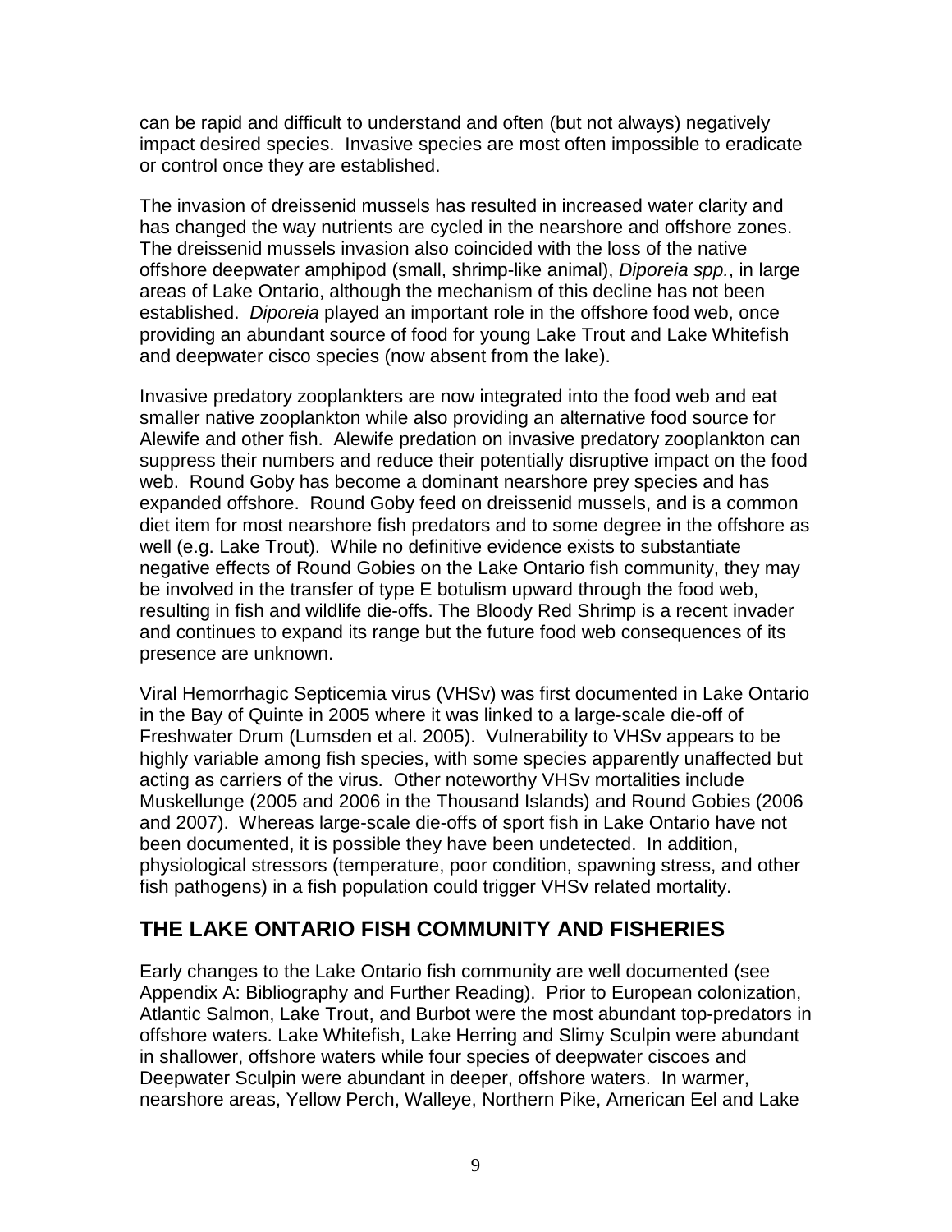can be rapid and difficult to understand and often (but not always) negatively impact desired species. Invasive species are most often impossible to eradicate or control once they are established.

The invasion of dreissenid mussels has resulted in increased water clarity and has changed the way nutrients are cycled in the nearshore and offshore zones. The dreissenid mussels invasion also coincided with the loss of the native offshore deepwater amphipod (small, shrimp-like animal), *Diporeia spp.*, in large areas of Lake Ontario, although the mechanism of this decline has not been established. *Diporeia* played an important role in the offshore food web, once providing an abundant source of food for young Lake Trout and Lake Whitefish and deepwater cisco species (now absent from the lake).

Invasive predatory zooplankters are now integrated into the food web and eat smaller native zooplankton while also providing an alternative food source for Alewife and other fish. Alewife predation on invasive predatory zooplankton can suppress their numbers and reduce their potentially disruptive impact on the food web. Round Goby has become a dominant nearshore prey species and has expanded offshore. Round Goby feed on dreissenid mussels, and is a common diet item for most nearshore fish predators and to some degree in the offshore as well (e.g. Lake Trout). While no definitive evidence exists to substantiate negative effects of Round Gobies on the Lake Ontario fish community, they may be involved in the transfer of type E botulism upward through the food web, resulting in fish and wildlife die-offs. The Bloody Red Shrimp is a recent invader and continues to expand its range but the future food web consequences of its presence are unknown.

Viral Hemorrhagic Septicemia virus (VHSv) was first documented in Lake Ontario in the Bay of Quinte in 2005 where it was linked to a large-scale die-off of Freshwater Drum (Lumsden et al. 2005). Vulnerability to VHSv appears to be highly variable among fish species, with some species apparently unaffected but acting as carriers of the virus. Other noteworthy VHSv mortalities include Muskellunge (2005 and 2006 in the Thousand Islands) and Round Gobies (2006 and 2007). Whereas large-scale die-offs of sport fish in Lake Ontario have not been documented, it is possible they have been undetected. In addition, physiological stressors (temperature, poor condition, spawning stress, and other fish pathogens) in a fish population could trigger VHSv related mortality.

## THE LAKE ONTARIO FISH COMMUNITY AND FISHERIES

Early changes to the Lake Ontario fish community are well documented (see Appendix A: Bibliography and Further Reading). Prior to European colonization, Atlantic Salmon, Lake Trout, and Burbot were the most abundant top-predators in offshore waters. Lake Whitefish, Lake Herring and Slimy Sculpin were abundant in shallower, offshore waters while four species of deepwater ciscoes and Deepwater Sculpin were abundant in deeper, offshore waters. In warmer, nearshore areas, Yellow Perch, Walleye, Northern Pike, American Eel and Lake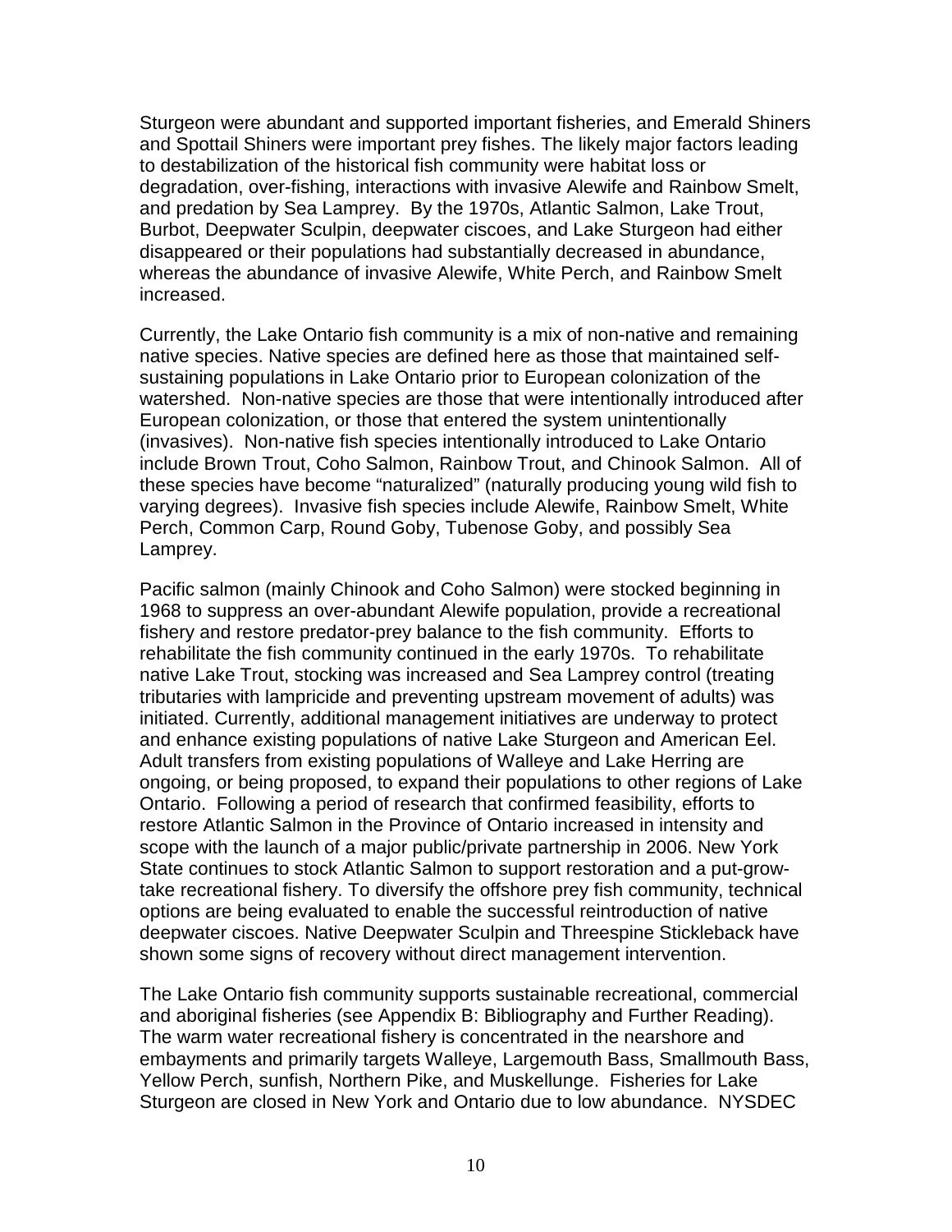Sturgeon were abundant and supported important fisheries, and Emerald Shiners and Spottail Shiners were important prey fishes. The likely major factors leading to destabilization of the historical fish community were habitat loss or degradation, over-fishing, interactions with invasive Alewife and Rainbow Smelt, and predation by Sea Lamprey. By the 1970s, Atlantic Salmon, Lake Trout, Burbot, Deepwater Sculpin, deepwater ciscoes, and Lake Sturgeon had either disappeared or their populations had substantially decreased in abundance, whereas the abundance of invasive Alewife, White Perch, and Rainbow Smelt increased.

Currently, the Lake Ontario fish community is a mix of non-native and remaining native species. Native species are defined here as those that maintained self-sustaining populations in Lake Ontario prior to European colonization of the watershed. Non-native species are those that were intentionally introduced after European colonization, or those that entered the system unintentionally (invasives). Non-native fish species intentionally introduced to Lake Ontario include Brown Trout, Coho Salmon, Rainbow Trout, and Chinook Salmon. All of these species have become "naturalized" (naturally producing young wild fish to varying degrees). Invasive fish species include Alewife, Rainbow Smelt, White Perch, Common Carp, Round Goby, Tubenose Goby, and possibly Sea Lamprey.

Pacific salmon (mainly Chinook and Coho Salmon) were stocked beginning in 1968 to suppress an over-abundant Alewife population, provide a recreational fishery and restore predator-prey balance to the fish community. Efforts to rehabilitate the fish community continued in the early 1970s. To rehabilitate native Lake Trout, stocking was increased and Sea Lamprey control (treating tributaries with lampricide and preventing upstream movement of adults) was initiated. Currently, additional management initiatives are underway to protect and enhance existing populations of native Lake Sturgeon and American Eel. Adult transfers from existing populations of Walleye and Lake Herring are ongoing, or being proposed, to expand their populations to other regions of Lake Ontario. Following a period of research that confirmed feasibility, efforts to restore Atlantic Salmon in the Province of Ontario increased in intensity and scope with the launch of a major public/private partnership in 2006. New York State continues to stock Atlantic Salmon to support restoration and a put-grow-take recreational fishery. To diversify the offshore prey fish community, technical options are being evaluated to enable the successful reintroduction of native deepwater ciscoes. Native Deepwater Sculpin and Threespine Stickleback have shown some signs of recovery without direct management intervention.

The Lake Ontario fish community supports sustainable recreational, commercial and aboriginal fisheries (see Appendix B: Bibliography and Further Reading). The warm water recreational fishery is concentrated in the nearshore and embayments and primarily targets Walleye, Largemouth Bass, Smallmouth Bass, Yellow Perch, sunfish, Northern Pike, and Muskellunge. Fisheries for Lake Sturgeon are closed in New York and Ontario due to low abundance. NYSDEC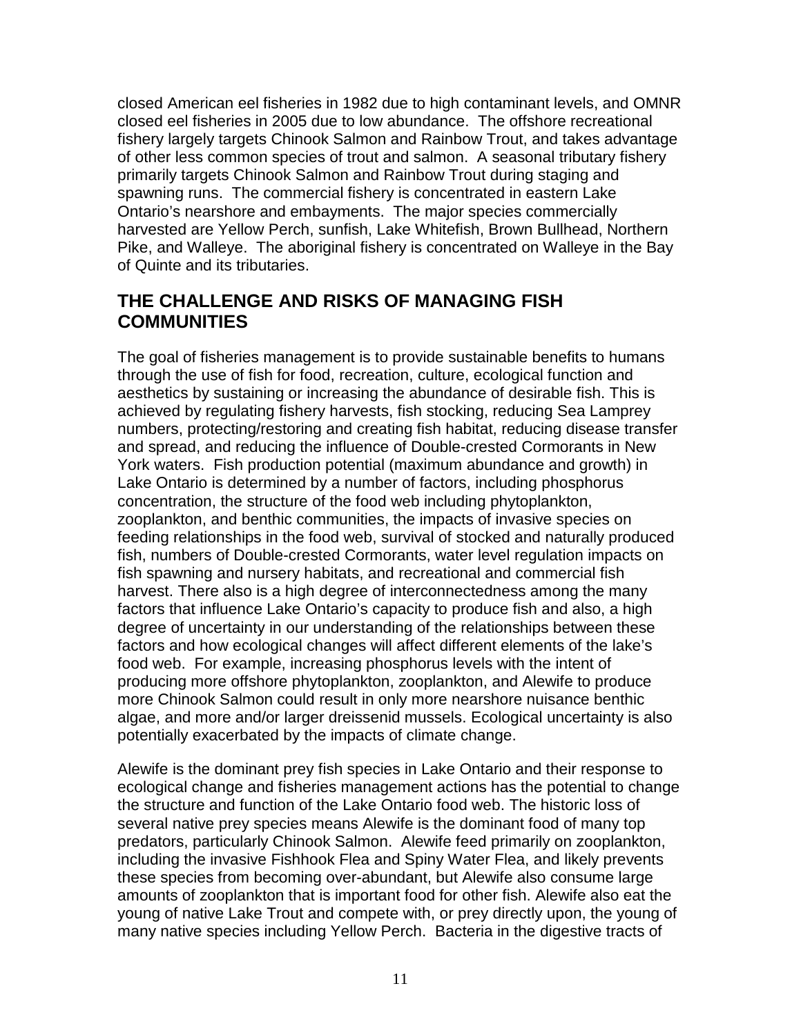closed American eel fisheries in 1982 due to high contaminant levels, and OMNR closed eel fisheries in 2005 due to low abundance. The offshore recreational fishery largely targets Chinook Salmon and Rainbow Trout, and takes advantage of other less common species of trout and salmon. A seasonal tributary fishery primarily targets Chinook Salmon and Rainbow Trout during staging and spawning runs. The commercial fishery is concentrated in eastern Lake Ontario's nearshore and embayments. The major species commercially harvested are Yellow Perch, sunfish, Lake Whitefish, Brown Bullhead, Northern Pike, and Walleye. The aboriginal fishery is concentrated on Walleye in the Bay of Quinte and its tributaries.

## THE CHALLENGE AND RISKS OF MANAGING FISH COMMUNITIES

The goal of fisheries management is to provide sustainable benefits to humans through the use of fish for food, recreation, culture, ecological function and aesthetics by sustaining or increasing the abundance of desirable fish. This is achieved by regulating fishery harvests, fish stocking, reducing Sea Lamprey numbers, protecting/restoring and creating fish habitat, reducing disease transfer and spread, and reducing the influence of Double-crested Cormorants in New York waters. Fish production potential (maximum abundance and growth) in Lake Ontario is determined by a number of factors, including phosphorus concentration, the structure of the food web including phytoplankton, zooplankton, and benthic communities, the impacts of invasive species on feeding relationships in the food web, survival of stocked and naturally produced fish, numbers of Double-crested Cormorants, water level regulation impacts on fish spawning and nursery habitats, and recreational and commercial fish harvest. There also is a high degree of interconnectedness among the many factors that influence Lake Ontario's capacity to produce fish and also, a high degree of uncertainty in our understanding of the relationships between these factors and how ecological changes will affect different elements of the lake's food web. For example, increasing phosphorus levels with the intent of producing more offshore phytoplankton, zooplankton, and Alewife to produce more Chinook Salmon could result in only more nearshore nuisance benthic algae, and more and/or larger dreissenid mussels. Ecological uncertainty is also potentially exacerbated by the impacts of climate change.

Alewife is the dominant prey fish species in Lake Ontario and their response to ecological change and fisheries management actions has the potential to change the structure and function of the Lake Ontario food web. The historic loss of several native prey species means Alewife is the dominant food of many top predators, particularly Chinook Salmon. Alewife feed primarily on zooplankton, including the invasive Fishhook Flea and Spiny Water Flea, and likely prevents these species from becoming over-abundant, but Alewife also consume large amounts of zooplankton that is important food for other fish. Alewife also eat the young of native Lake Trout and compete with, or prey directly upon, the young of many native species including Yellow Perch. Bacteria in the digestive tracts of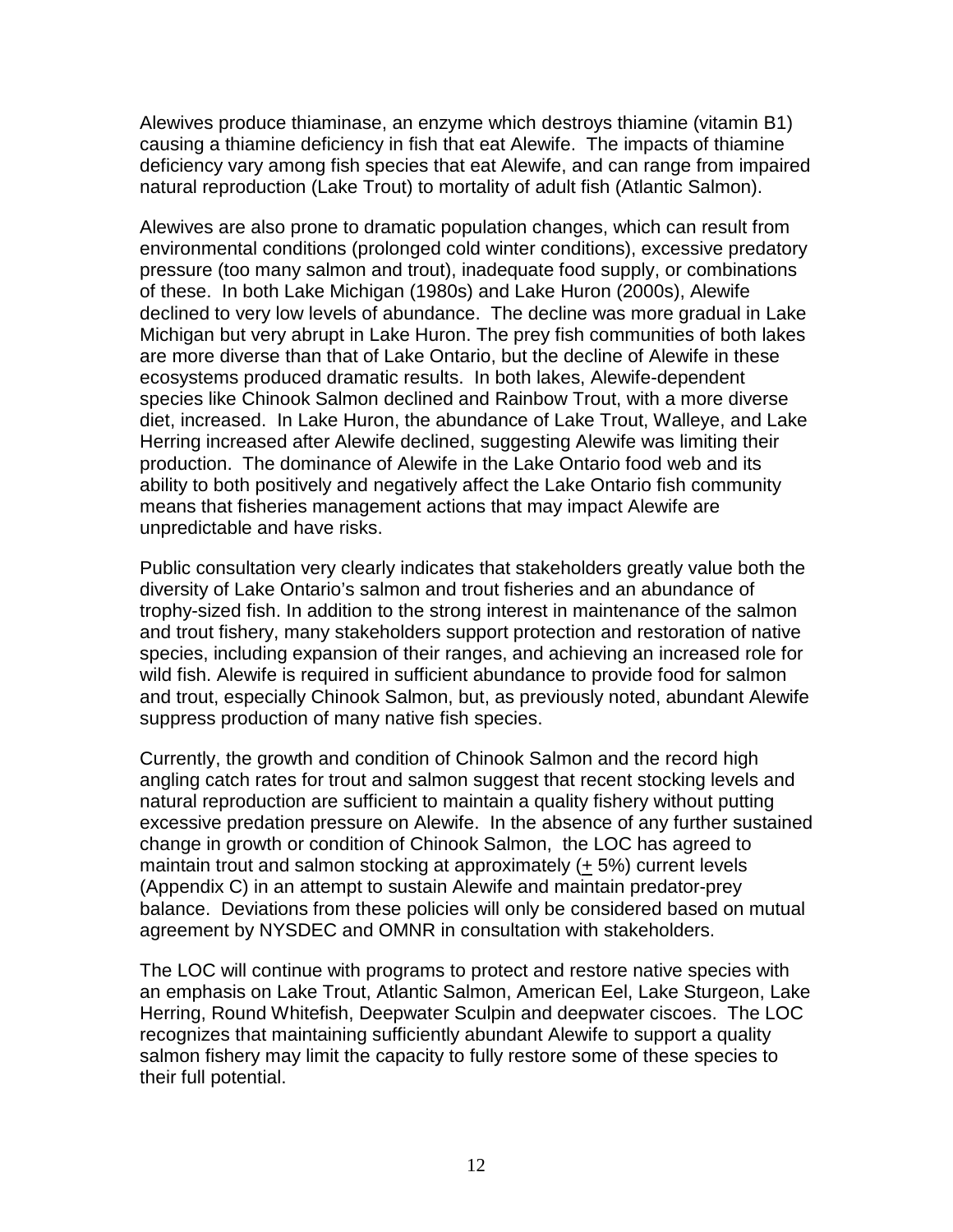Alewives produce thiaminase, an enzyme which destroys thiamine (vitamin B1) causing a thiamine deficiency in fish that eat Alewife. The impacts of thiamine deficiency vary among fish species that eat Alewife, and can range from impaired natural reproduction (Lake Trout) to mortality of adult fish (Atlantic Salmon).

Alewives are also prone to dramatic population changes, which can result from environmental conditions (prolonged cold winter conditions), excessive predatory pressure (too many salmon and trout), inadequate food supply, or combinations of these. In both Lake Michigan (1980s) and Lake Huron (2000s), Alewife declined to very low levels of abundance. The decline was more gradual in Lake Michigan but very abrupt in Lake Huron. The prey fish communities of both lakes are more diverse than that of Lake Ontario, but the decline of Alewife in these ecosystems produced dramatic results. In both lakes, Alewife-dependent species like Chinook Salmon declined and Rainbow Trout, with a more diverse diet, increased. In Lake Huron, the abundance of Lake Trout, Walleye, and Lake Herring increased after Alewife declined, suggesting Alewife was limiting their production. The dominance of Alewife in the Lake Ontario food web and its ability to both positively and negatively affect the Lake Ontario fish community means that fisheries management actions that may impact Alewife are unpredictable and have risks.

Public consultation very clearly indicates that stakeholders greatly value both the diversity of Lake Ontario's salmon and trout fisheries and an abundance of trophy-sized fish. In addition to the strong interest in maintenance of the salmon and trout fishery, many stakeholders support protection and restoration of native species, including expansion of their ranges, and achieving an increased role for wild fish. Alewife is required in sufficient abundance to provide food for salmon and trout, especially Chinook Salmon, but, as previously noted, abundant Alewife suppress production of many native fish species.

Currently, the growth and condition of Chinook Salmon and the record high angling catch rates for trout and salmon suggest that recent stocking levels and natural reproduction are sufficient to maintain a quality fishery without putting excessive predation pressure on Alewife. In the absence of any further sustained change in growth or condition of Chinook Salmon, the LOC has agreed to maintain trout and salmon stocking at approximately (± 5%) current levels (Appendix C) in an attempt to sustain Alewife and maintain predator-prey balance. Deviations from these policies will only be considered based on mutual agreement by NYSDEC and OMNR in consultation with stakeholders.

The LOC will continue with programs to protect and restore native species with an emphasis on Lake Trout, Atlantic Salmon, American Eel, Lake Sturgeon, Lake Herring, Round Whitefish, Deepwater Sculpin and deepwater ciscoes. The LOC recognizes that maintaining sufficiently abundant Alewife to support a quality salmon fishery may limit the capacity to fully restore some of these species to their full potential.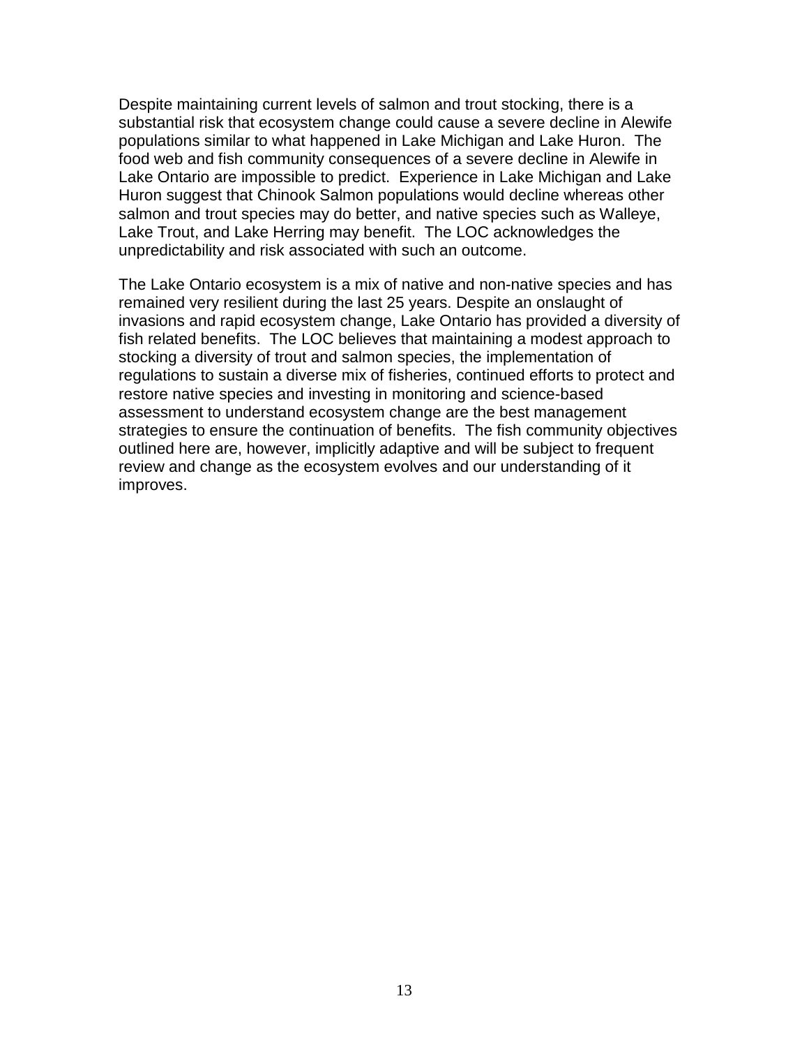Despite maintaining current levels of salmon and trout stocking, there is a substantial risk that ecosystem change could cause a severe decline in Alewife populations similar to what happened in Lake Michigan and Lake Huron. The food web and fish community consequences of a severe decline in Alewife in Lake Ontario are impossible to predict. Experience in Lake Michigan and Lake Huron suggest that Chinook Salmon populations would decline whereas other salmon and trout species may do better, and native species such as Walleye, Lake Trout, and Lake Herring may benefit. The LOC acknowledges the unpredictability and risk associated with such an outcome.

The Lake Ontario ecosystem is a mix of native and non-native species and has remained very resilient during the last 25 years. Despite an onslaught of invasions and rapid ecosystem change, Lake Ontario has provided a diversity of fish related benefits. The LOC believes that maintaining a modest approach to stocking a diversity of trout and salmon species, the implementation of regulations to sustain a diverse mix of fisheries, continued efforts to protect and restore native species and investing in monitoring and science-based assessment to understand ecosystem change are the best management strategies to ensure the continuation of benefits. The fish community objectives outlined here are, however, implicitly adaptive and will be subject to frequent review and change as the ecosystem evolves and our understanding of it improves.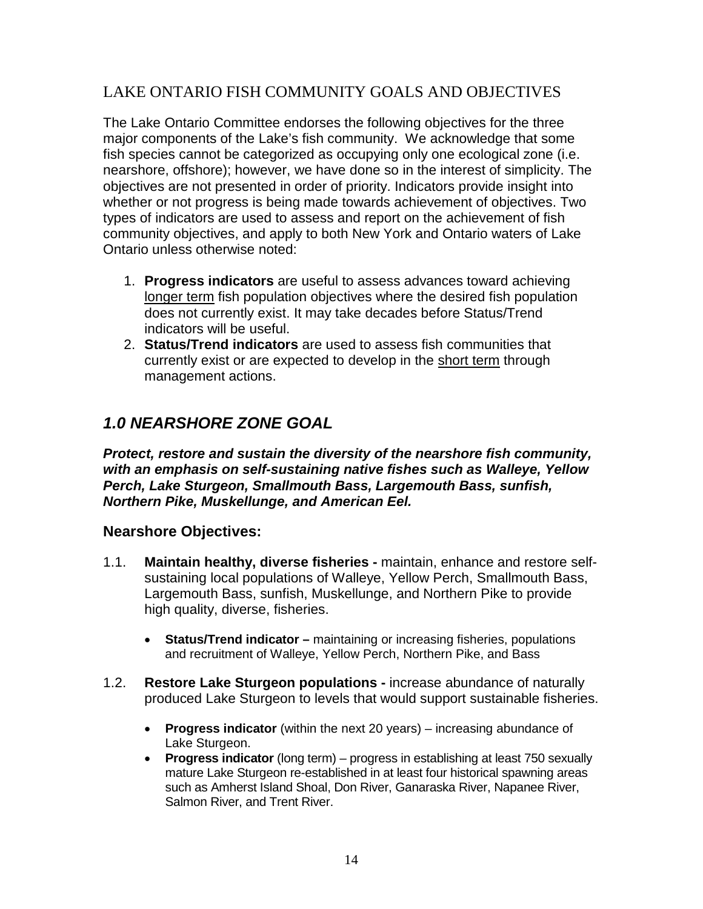## LAKE ONTARIO FISH COMMUNITY GOALS AND OBJECTIVES

The Lake Ontario Committee endorses the following objectives for the three major components of the Lake's fish community. We acknowledge that some fish species cannot be categorized as occupying only one ecological zone (i.e. nearshore, offshore); however, we have done so in the interest of simplicity. The objectives are not presented in order of priority. Indicators provide insight into whether or not progress is being made towards achievement of objectives. Two types of indicators are used to assess and report on the achievement of fish community objectives, and apply to both New York and Ontario waters of Lake Ontario unless otherwise noted:

1. **Progress indicators** are useful to assess advances toward achieving <u>longer term</u> fish population objectives where the desired fish population does not currently exist. It may take decades before Status/Trend indicators will be useful.
2. **Status/Trend indicators** are used to assess fish communities that currently exist or are expected to develop in the <u>short term</u> through management actions.

## *1.0 NEARSHORE ZONE GOAL*

***Protect, restore and sustain the diversity of the nearshore fish community, with an emphasis on self-sustaining native fishes such as Walleye, Yellow Perch, Lake Sturgeon, Smallmouth Bass, Largemouth Bass, sunfish, Northern Pike, Muskellunge, and American Eel.***

### Nearshore Objectives:

1.1. **Maintain healthy, diverse fisheries -** maintain, enhance and restore self-sustaining local populations of Walleye, Yellow Perch, Smallmouth Bass, Largemouth Bass, sunfish, Muskellunge, and Northern Pike to provide high quality, diverse, fisheries.

- **Status/Trend indicator –** maintaining or increasing fisheries, populations and recruitment of Walleye, Yellow Perch, Northern Pike, and Bass

1.2. **Restore Lake Sturgeon populations -** increase abundance of naturally produced Lake Sturgeon to levels that would support sustainable fisheries.

- **Progress indicator** (within the next 20 years) – increasing abundance of Lake Sturgeon.
- **Progress indicator** (long term) – progress in establishing at least 750 sexually mature Lake Sturgeon re-established in at least four historical spawning areas such as Amherst Island Shoal, Don River, Ganaraska River, Napanee River, Salmon River, and Trent River.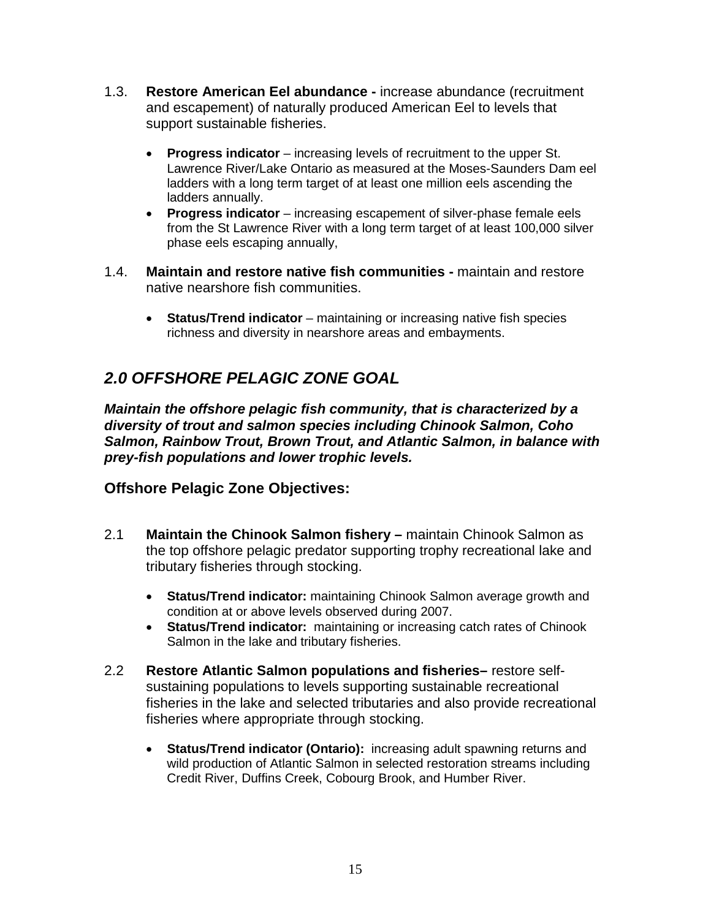1.3. **Restore American Eel abundance -** increase abundance (recruitment and escapement) of naturally produced American Eel to levels that support sustainable fisheries.

- **Progress indicator** – increasing levels of recruitment to the upper St. Lawrence River/Lake Ontario as measured at the Moses-Saunders Dam eel ladders with a long term target of at least one million eels ascending the ladders annually.
- **Progress indicator** – increasing escapement of silver-phase female eels from the St Lawrence River with a long term target of at least 100,000 silver phase eels escaping annually,

1.4. **Maintain and restore native fish communities -** maintain and restore native nearshore fish communities.

- **Status/Trend indicator** – maintaining or increasing native fish species richness and diversity in nearshore areas and embayments.

## *2.0 OFFSHORE PELAGIC ZONE GOAL*

***Maintain the offshore pelagic fish community, that is characterized by a diversity of trout and salmon species including Chinook Salmon, Coho Salmon, Rainbow Trout, Brown Trout, and Atlantic Salmon, in balance with prey-fish populations and lower trophic levels.***

### Offshore Pelagic Zone Objectives:

2.1 **Maintain the Chinook Salmon fishery –** maintain Chinook Salmon as the top offshore pelagic predator supporting trophy recreational lake and tributary fisheries through stocking.

- **Status/Trend indicator:** maintaining Chinook Salmon average growth and condition at or above levels observed during 2007.
- **Status/Trend indicator:** maintaining or increasing catch rates of Chinook Salmon in the lake and tributary fisheries.

2.2 **Restore Atlantic Salmon populations and fisheries–** restore self-sustaining populations to levels supporting sustainable recreational fisheries in the lake and selected tributaries and also provide recreational fisheries where appropriate through stocking.

- **Status/Trend indicator (Ontario):** increasing adult spawning returns and wild production of Atlantic Salmon in selected restoration streams including Credit River, Duffins Creek, Cobourg Brook, and Humber River.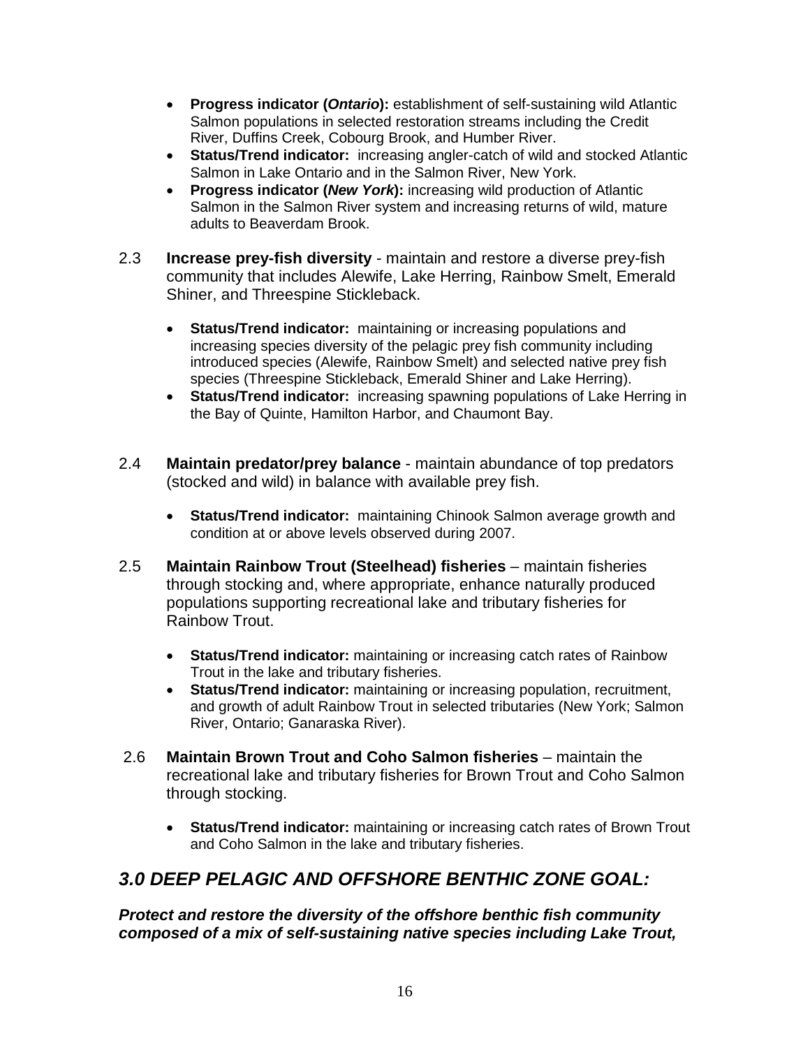- **Progress indicator (*Ontario*):** establishment of self-sustaining wild Atlantic Salmon populations in selected restoration streams including the Credit River, Duffins Creek, Cobourg Brook, and Humber River.
- **Status/Trend indicator:** increasing angler-catch of wild and stocked Atlantic Salmon in Lake Ontario and in the Salmon River, New York.
- **Progress indicator (*New York*):** increasing wild production of Atlantic Salmon in the Salmon River system and increasing returns of wild, mature adults to Beaverdam Brook.

2.3 **Increase prey-fish diversity** - maintain and restore a diverse prey-fish community that includes Alewife, Lake Herring, Rainbow Smelt, Emerald Shiner, and Threespine Stickleback.

- **Status/Trend indicator:** maintaining or increasing populations and increasing species diversity of the pelagic prey fish community including introduced species (Alewife, Rainbow Smelt) and selected native prey fish species (Threespine Stickleback, Emerald Shiner and Lake Herring).
- **Status/Trend indicator:** increasing spawning populations of Lake Herring in the Bay of Quinte, Hamilton Harbor, and Chaumont Bay.

2.4 **Maintain predator/prey balance** - maintain abundance of top predators (stocked and wild) in balance with available prey fish.

- **Status/Trend indicator:** maintaining Chinook Salmon average growth and condition at or above levels observed during 2007.

2.5 **Maintain Rainbow Trout (Steelhead) fisheries** – maintain fisheries through stocking and, where appropriate, enhance naturally produced populations supporting recreational lake and tributary fisheries for Rainbow Trout.

- **Status/Trend indicator:** maintaining or increasing catch rates of Rainbow Trout in the lake and tributary fisheries.
- **Status/Trend indicator:** maintaining or increasing population, recruitment, and growth of adult Rainbow Trout in selected tributaries (New York; Salmon River, Ontario; Ganaraska River).

2.6 **Maintain Brown Trout and Coho Salmon fisheries** – maintain the recreational lake and tributary fisheries for Brown Trout and Coho Salmon through stocking.

- **Status/Trend indicator:** maintaining or increasing catch rates of Brown Trout and Coho Salmon in the lake and tributary fisheries.

## *3.0 DEEP PELAGIC AND OFFSHORE BENTHIC ZONE GOAL:*

***Protect and restore the diversity of the offshore benthic fish community composed of a mix of self-sustaining native species including Lake Trout,***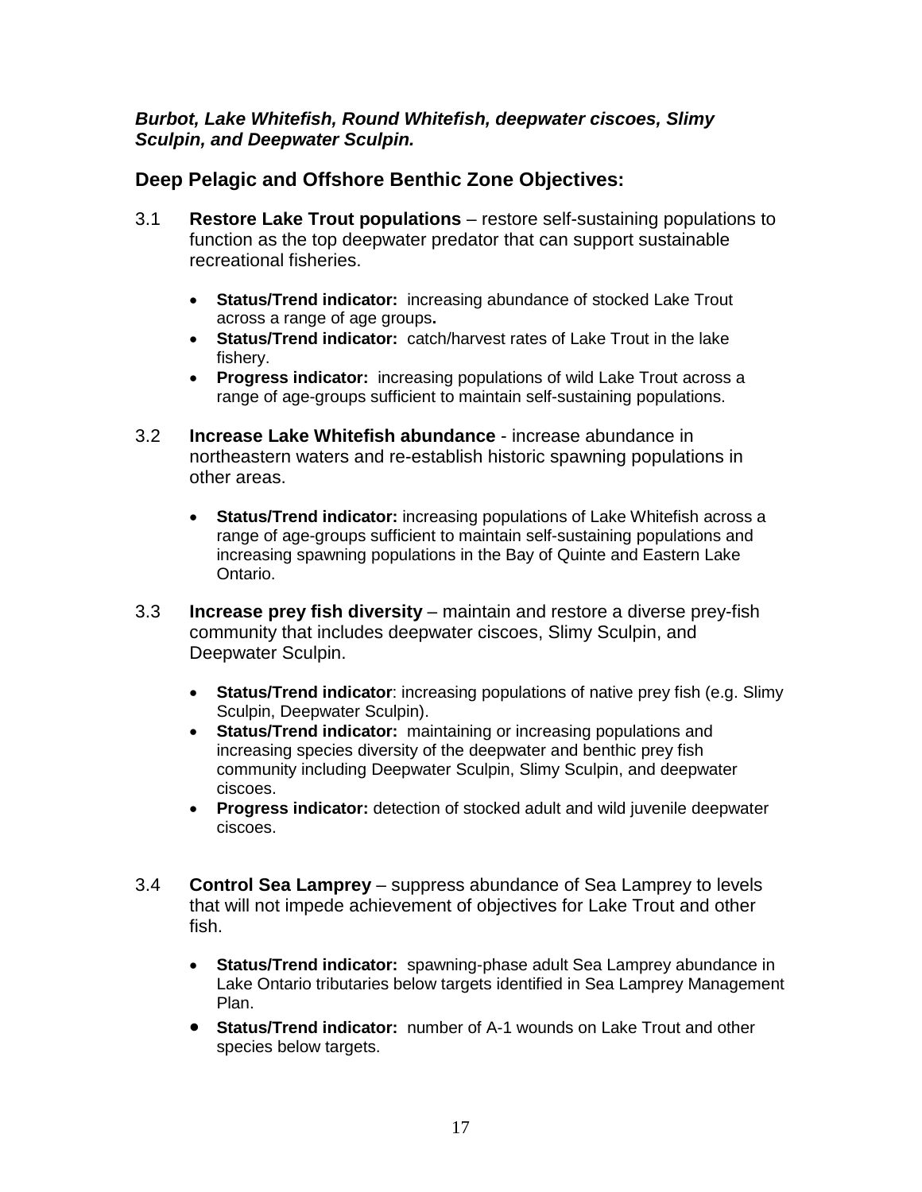***Burbot, Lake Whitefish, Round Whitefish, deepwater ciscoes, Slimy Sculpin, and Deepwater Sculpin.***

## Deep Pelagic and Offshore Benthic Zone Objectives:

3.1 **Restore Lake Trout populations** – restore self-sustaining populations to function as the top deepwater predator that can support sustainable recreational fisheries.

- **Status/Trend indicator:** increasing abundance of stocked Lake Trout across a range of age groups**.**
- **Status/Trend indicator:** catch/harvest rates of Lake Trout in the lake fishery.
- **Progress indicator:** increasing populations of wild Lake Trout across a range of age-groups sufficient to maintain self-sustaining populations.

3.2 **Increase Lake Whitefish abundance** - increase abundance in northeastern waters and re-establish historic spawning populations in other areas.

- **Status/Trend indicator:** increasing populations of Lake Whitefish across a range of age-groups sufficient to maintain self-sustaining populations and increasing spawning populations in the Bay of Quinte and Eastern Lake Ontario.

3.3 **Increase prey fish diversity** – maintain and restore a diverse prey-fish community that includes deepwater ciscoes, Slimy Sculpin, and Deepwater Sculpin.

- **Status/Trend indicator**: increasing populations of native prey fish (e.g. Slimy Sculpin, Deepwater Sculpin).
- **Status/Trend indicator:** maintaining or increasing populations and increasing species diversity of the deepwater and benthic prey fish community including Deepwater Sculpin, Slimy Sculpin, and deepwater ciscoes.
- **Progress indicator:** detection of stocked adult and wild juvenile deepwater ciscoes.

3.4 **Control Sea Lamprey** – suppress abundance of Sea Lamprey to levels that will not impede achievement of objectives for Lake Trout and other fish.

- **Status/Trend indicator:** spawning-phase adult Sea Lamprey abundance in Lake Ontario tributaries below targets identified in Sea Lamprey Management Plan.
- **Status/Trend indicator:** number of A-1 wounds on Lake Trout and other species below targets.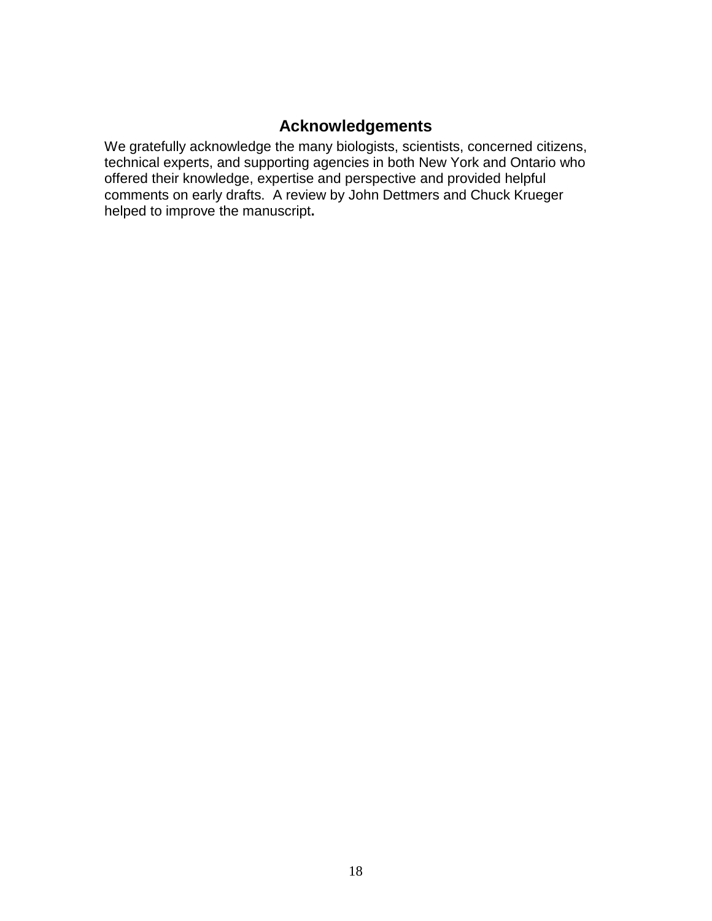## Acknowledgements

We gratefully acknowledge the many biologists, scientists, concerned citizens, technical experts, and supporting agencies in both New York and Ontario who offered their knowledge, expertise and perspective and provided helpful comments on early drafts. A review by John Dettmers and Chuck Krueger helped to improve the manuscript.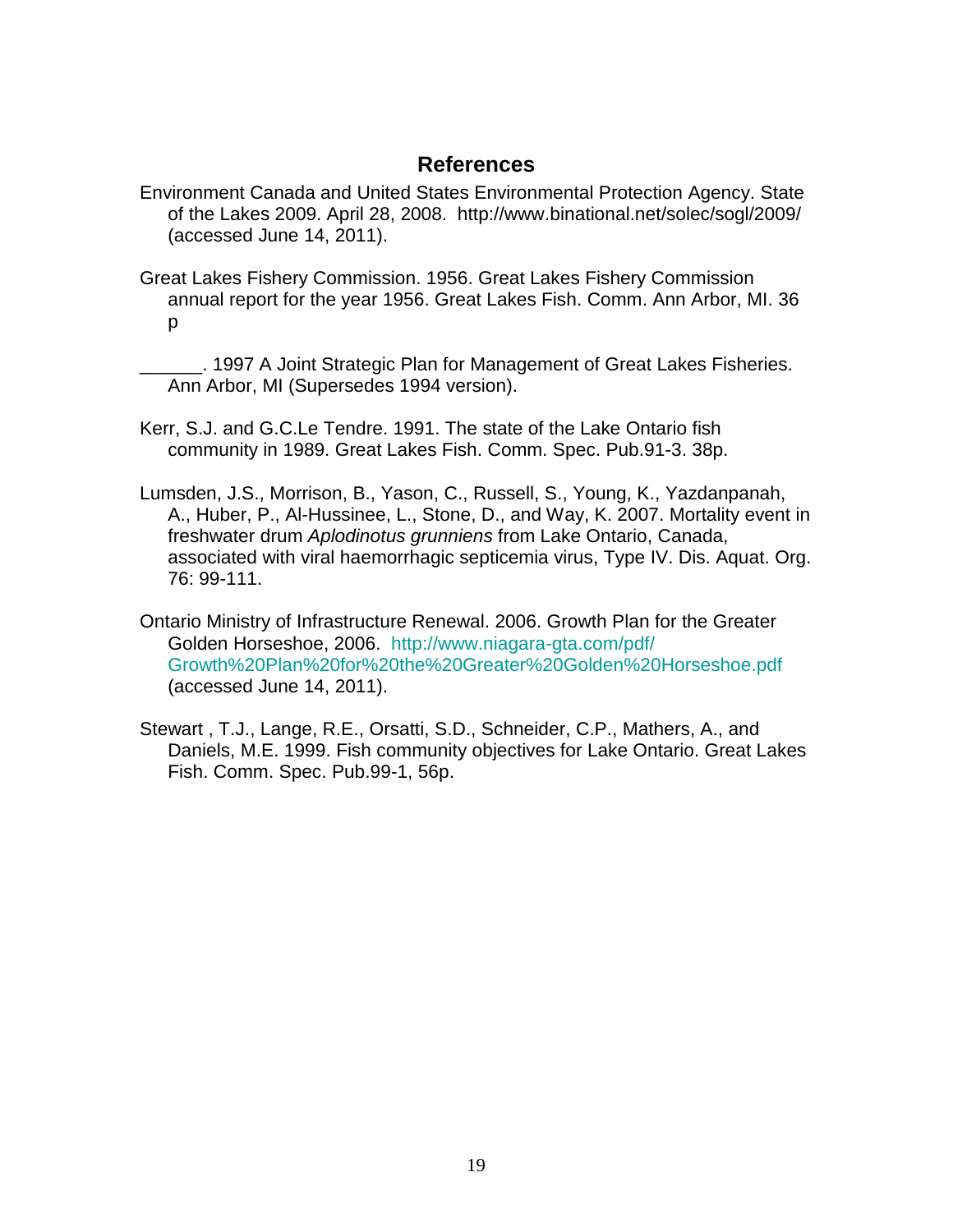## References

Environment Canada and United States Environmental Protection Agency. State of the Lakes 2009. April 28, 2008. http://www.binational.net/solec/sogl/2009/ (accessed June 14, 2011).

Great Lakes Fishery Commission. 1956. Great Lakes Fishery Commission annual report for the year 1956. Great Lakes Fish. Comm. Ann Arbor, MI. 36 p

______. 1997 A Joint Strategic Plan for Management of Great Lakes Fisheries. Ann Arbor, MI (Supersedes 1994 version).

Kerr, S.J. and G.C.Le Tendre. 1991. The state of the Lake Ontario fish community in 1989. Great Lakes Fish. Comm. Spec. Pub.91-3. 38p.

Lumsden, J.S., Morrison, B., Yason, C., Russell, S., Young, K., Yazdanpanah, A., Huber, P., Al-Hussinee, L., Stone, D., and Way, K. 2007. Mortality event in freshwater drum *Aplodinotus grunniens* from Lake Ontario, Canada, associated with viral haemorrhagic septicemia virus, Type IV. Dis. Aquat. Org. 76: 99-111.

Ontario Ministry of Infrastructure Renewal. 2006. Growth Plan for the Greater Golden Horseshoe, 2006. http://www.niagara-gta.com/pdf/Growth%20Plan%20for%20the%20Greater%20Golden%20Horseshoe.pdf (accessed June 14, 2011).

Stewart , T.J., Lange, R.E., Orsatti, S.D., Schneider, C.P., Mathers, A., and Daniels, M.E. 1999. Fish community objectives for Lake Ontario. Great Lakes Fish. Comm. Spec. Pub.99-1, 56p.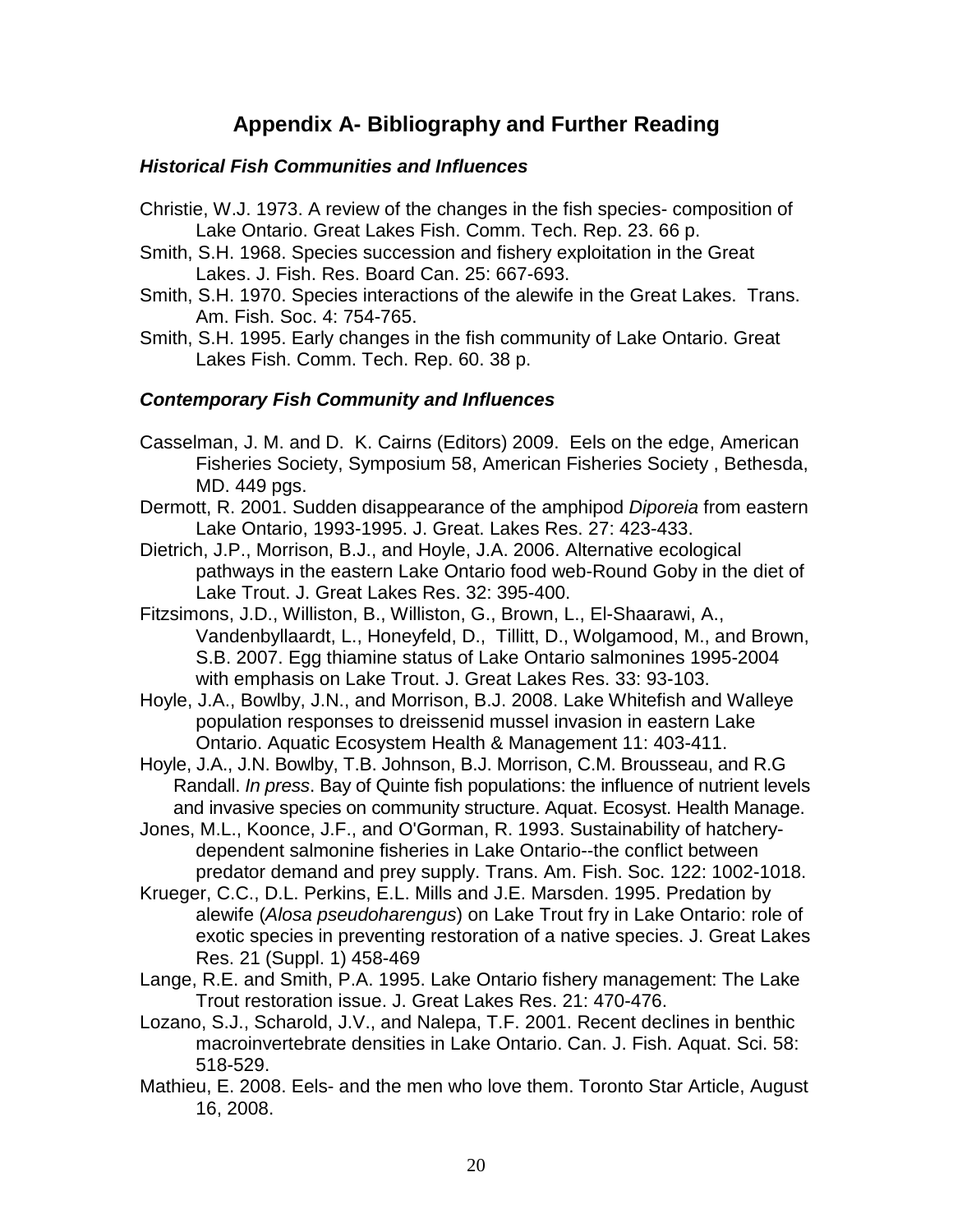# Appendix A- Bibliography and Further Reading

### *Historical Fish Communities and Influences*

Christie, W.J. 1973. A review of the changes in the fish species- composition of Lake Ontario. Great Lakes Fish. Comm. Tech. Rep. 23. 66 p.

Smith, S.H. 1968. Species succession and fishery exploitation in the Great Lakes. J. Fish. Res. Board Can. 25: 667-693.

Smith, S.H. 1970. Species interactions of the alewife in the Great Lakes. Trans. Am. Fish. Soc. 4: 754-765.

Smith, S.H. 1995. Early changes in the fish community of Lake Ontario. Great Lakes Fish. Comm. Tech. Rep. 60. 38 p.

### *Contemporary Fish Community and Influences*

Casselman, J. M. and D. K. Cairns (Editors) 2009. Eels on the edge, American Fisheries Society, Symposium 58, American Fisheries Society , Bethesda, MD. 449 pgs.

Dermott, R. 2001. Sudden disappearance of the amphipod *Diporeia* from eastern Lake Ontario, 1993-1995. J. Great. Lakes Res. 27: 423-433.

Dietrich, J.P., Morrison, B.J., and Hoyle, J.A. 2006. Alternative ecological pathways in the eastern Lake Ontario food web-Round Goby in the diet of Lake Trout. J. Great Lakes Res. 32: 395-400.

Fitzsimons, J.D., Williston, B., Williston, G., Brown, L., El-Shaarawi, A., Vandenbyllaardt, L., Honeyfeld, D., Tillitt, D., Wolgamood, M., and Brown, S.B. 2007. Egg thiamine status of Lake Ontario salmonines 1995-2004 with emphasis on Lake Trout. J. Great Lakes Res. 33: 93-103.

Hoyle, J.A., Bowlby, J.N., and Morrison, B.J. 2008. Lake Whitefish and Walleye population responses to dreissenid mussel invasion in eastern Lake Ontario. Aquatic Ecosystem Health & Management 11: 403-411.

Hoyle, J.A., J.N. Bowlby, T.B. Johnson, B.J. Morrison, C.M. Brousseau, and R.G Randall. *In press*. Bay of Quinte fish populations: the influence of nutrient levels and invasive species on community structure. Aquat. Ecosyst. Health Manage.

Jones, M.L., Koonce, J.F., and O'Gorman, R. 1993. Sustainability of hatchery-dependent salmonine fisheries in Lake Ontario--the conflict between predator demand and prey supply. Trans. Am. Fish. Soc. 122: 1002-1018.

Krueger, C.C., D.L. Perkins, E.L. Mills and J.E. Marsden. 1995. Predation by alewife (*Alosa pseudoharengus*) on Lake Trout fry in Lake Ontario: role of exotic species in preventing restoration of a native species. J. Great Lakes Res. 21 (Suppl. 1) 458-469

Lange, R.E. and Smith, P.A. 1995. Lake Ontario fishery management: The Lake Trout restoration issue. J. Great Lakes Res. 21: 470-476.

Lozano, S.J., Scharold, J.V., and Nalepa, T.F. 2001. Recent declines in benthic macroinvertebrate densities in Lake Ontario. Can. J. Fish. Aquat. Sci. 58: 518-529.

Mathieu, E. 2008. Eels- and the men who love them. Toronto Star Article, August 16, 2008.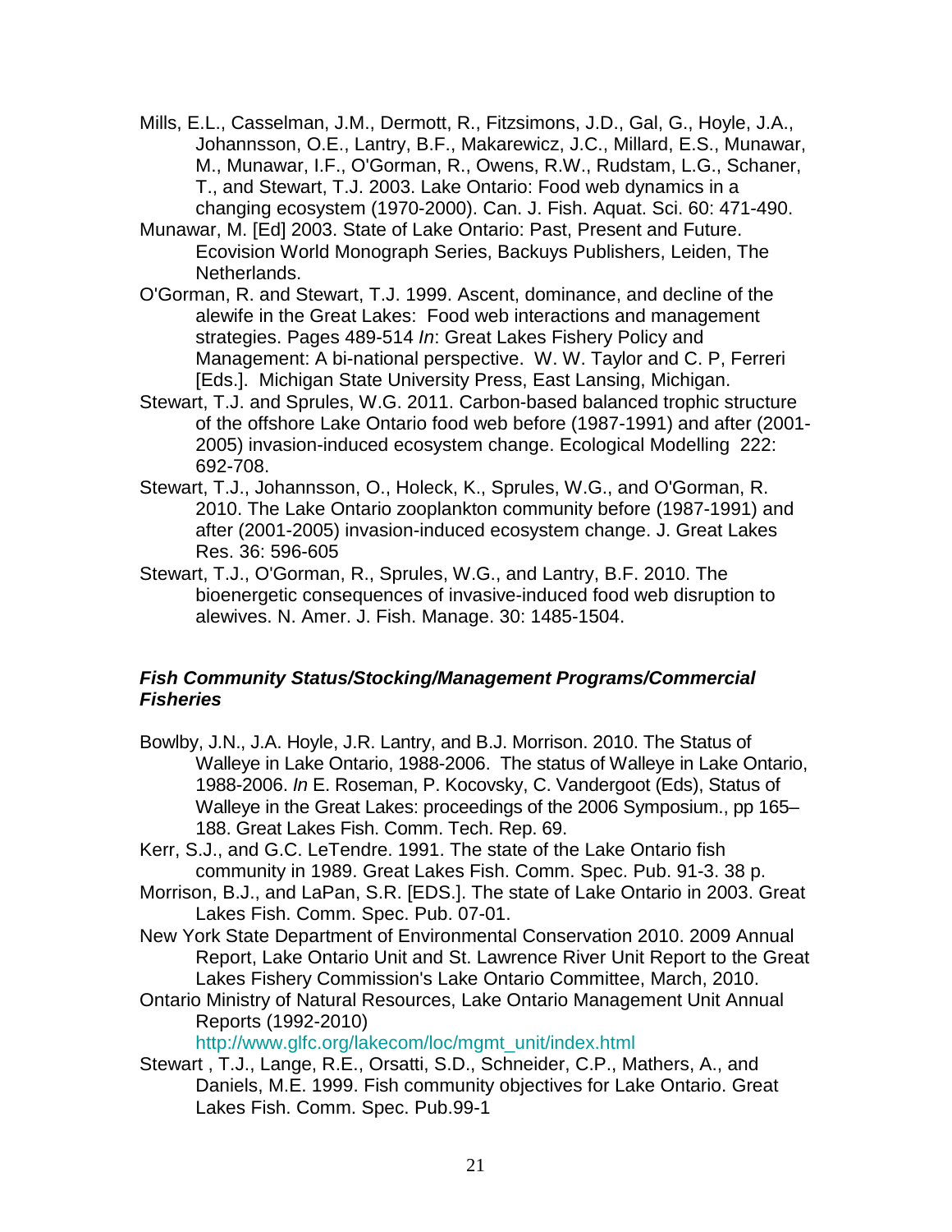Mills, E.L., Casselman, J.M., Dermott, R., Fitzsimons, J.D., Gal, G., Hoyle, J.A., Johannsson, O.E., Lantry, B.F., Makarewicz, J.C., Millard, E.S., Munawar, M., Munawar, I.F., O'Gorman, R., Owens, R.W., Rudstam, L.G., Schaner, T., and Stewart, T.J. 2003. Lake Ontario: Food web dynamics in a changing ecosystem (1970-2000). Can. J. Fish. Aquat. Sci. 60: 471-490.

Munawar, M. [Ed] 2003. State of Lake Ontario: Past, Present and Future. Ecovision World Monograph Series, Backuys Publishers, Leiden, The Netherlands.

O'Gorman, R. and Stewart, T.J. 1999. Ascent, dominance, and decline of the alewife in the Great Lakes: Food web interactions and management strategies. Pages 489-514 *In*: Great Lakes Fishery Policy and Management: A bi-national perspective. W. W. Taylor and C. P, Ferreri [Eds.]. Michigan State University Press, East Lansing, Michigan.

Stewart, T.J. and Sprules, W.G. 2011. Carbon-based balanced trophic structure of the offshore Lake Ontario food web before (1987-1991) and after (2001-2005) invasion-induced ecosystem change. Ecological Modelling 222: 692-708.

Stewart, T.J., Johannsson, O., Holeck, K., Sprules, W.G., and O'Gorman, R. 2010. The Lake Ontario zooplankton community before (1987-1991) and after (2001-2005) invasion-induced ecosystem change. J. Great Lakes Res. 36: 596-605

Stewart, T.J., O'Gorman, R., Sprules, W.G., and Lantry, B.F. 2010. The bioenergetic consequences of invasive-induced food web disruption to alewives. N. Amer. J. Fish. Manage. 30: 1485-1504.

### ***Fish Community Status/Stocking/Management Programs/Commercial Fisheries***

Bowlby, J.N., J.A. Hoyle, J.R. Lantry, and B.J. Morrison. 2010. The Status of Walleye in Lake Ontario, 1988-2006. The status of Walleye in Lake Ontario, 1988-2006. *In* E. Roseman, P. Kocovsky, C. Vandergoot (Eds), Status of Walleye in the Great Lakes: proceedings of the 2006 Symposium., pp 165–188. Great Lakes Fish. Comm. Tech. Rep. 69.

Kerr, S.J., and G.C. LeTendre. 1991. The state of the Lake Ontario fish community in 1989. Great Lakes Fish. Comm. Spec. Pub. 91-3. 38 p.

Morrison, B.J., and LaPan, S.R. [EDS.]. The state of Lake Ontario in 2003. Great Lakes Fish. Comm. Spec. Pub. 07-01.

New York State Department of Environmental Conservation 2010. 2009 Annual Report, Lake Ontario Unit and St. Lawrence River Unit Report to the Great Lakes Fishery Commission's Lake Ontario Committee, March, 2010.

Ontario Ministry of Natural Resources, Lake Ontario Management Unit Annual Reports (1992-2010) http://www.glfc.org/lakecom/loc/mgmt_unit/index.html

Stewart , T.J., Lange, R.E., Orsatti, S.D., Schneider, C.P., Mathers, A., and Daniels, M.E. 1999. Fish community objectives for Lake Ontario. Great Lakes Fish. Comm. Spec. Pub.99-1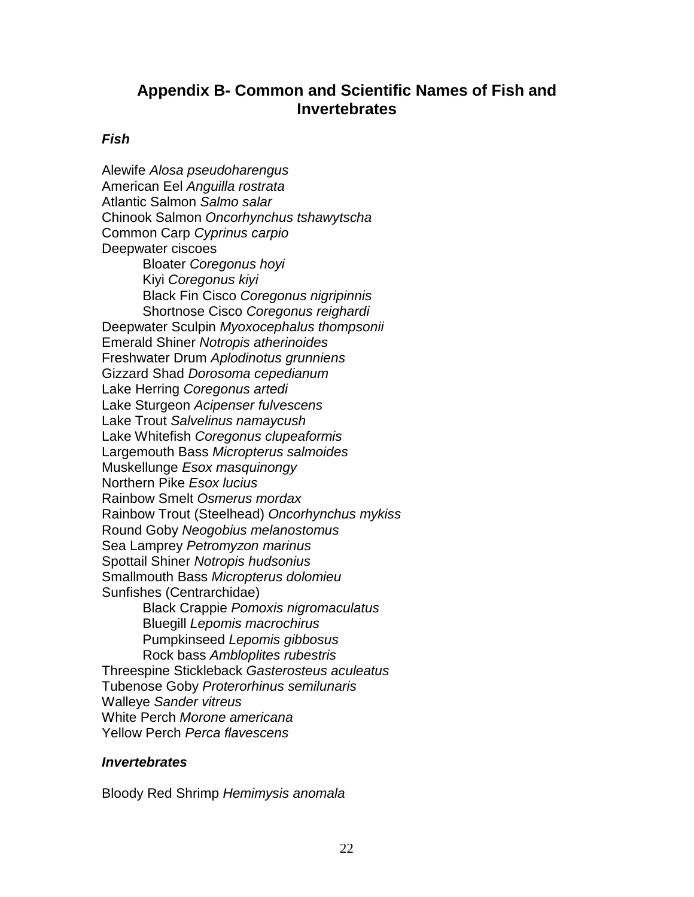## Appendix B- Common and Scientific Names of Fish and Invertebrates

### ***Fish***

Alewife *Alosa pseudoharengus*
American Eel *Anguilla rostrata*
Atlantic Salmon *Salmo salar*
Chinook Salmon *Oncorhynchus tshawytscha*
Common Carp *Cyprinus carpio*
Deepwater ciscoes
- Bloater *Coregonus hoyi*
- Kiyi *Coregonus kiyi*
- Black Fin Cisco *Coregonus nigripinnis*
- Shortnose Cisco *Coregonus reighardi*

Deepwater Sculpin *Myoxocephalus thompsonii*
Emerald Shiner *Notropis atherinoides*
Freshwater Drum *Aplodinotus grunniens*
Gizzard Shad *Dorosoma cepedianum*
Lake Herring *Coregonus artedi*
Lake Sturgeon *Acipenser fulvescens*
Lake Trout *Salvelinus namaycush*
Lake Whitefish *Coregonus clupeaformis*
Largemouth Bass *Micropterus salmoides*
Muskellunge *Esox masquinongy*
Northern Pike *Esox lucius*
Rainbow Smelt *Osmerus mordax*
Rainbow Trout (Steelhead) *Oncorhynchus mykiss*
Round Goby *Neogobius melanostomus*
Sea Lamprey *Petromyzon marinus*
Spottail Shiner *Notropis hudsonius*
Smallmouth Bass *Micropterus dolomieu*
Sunfishes (Centrarchidae)
- Black Crappie *Pomoxis nigromaculatus*
- Bluegill *Lepomis macrochirus*
- Pumpkinseed *Lepomis gibbosus*
- Rock bass *Ambloplites rubestris*

Threespine Stickleback *Gasterosteus aculeatus*
Tubenose Goby *Proterorhinus semilunaris*
Walleye *Sander vitreus*
White Perch *Morone americana*
Yellow Perch *Perca flavescens*

### ***Invertebrates***

Bloody Red Shrimp *Hemimysis anomala*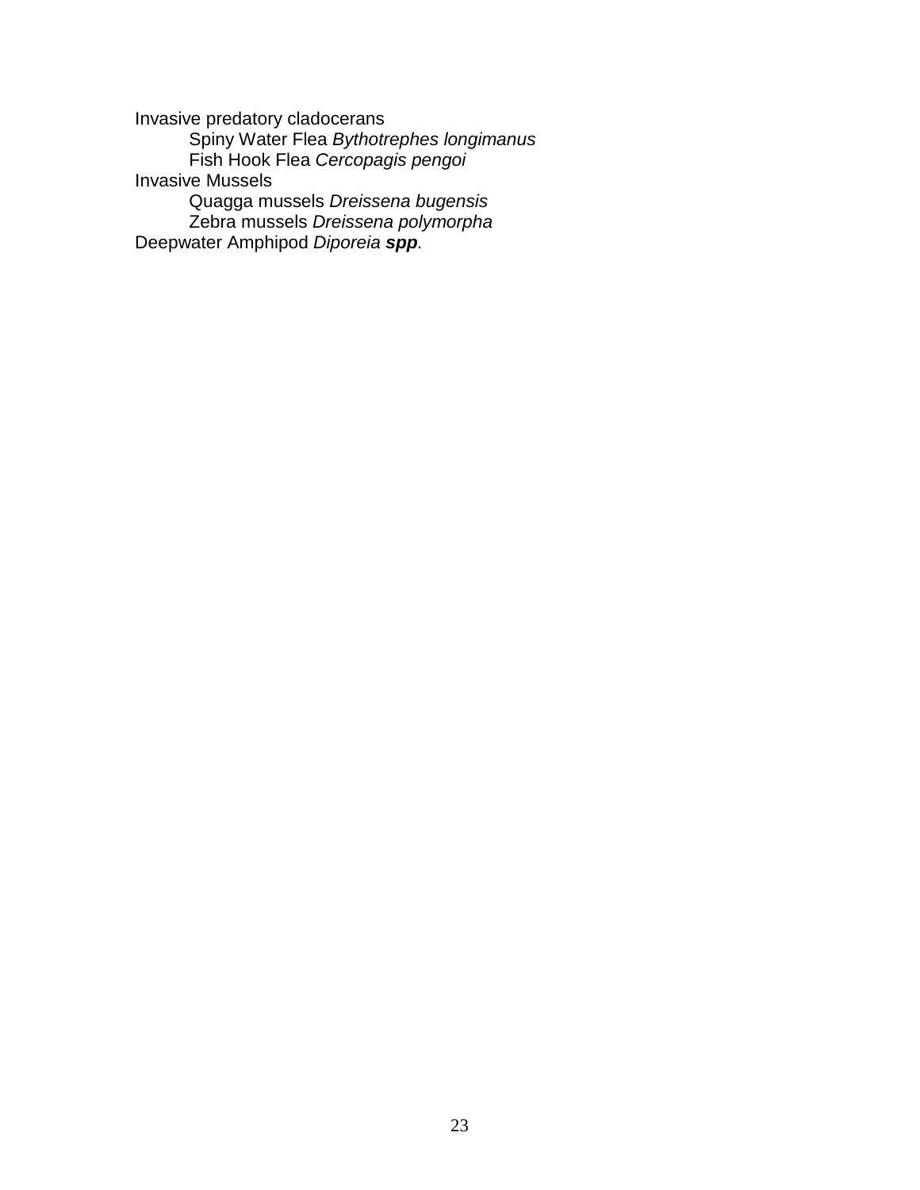Invasive predatory cladocerans

- Spiny Water Flea *Bythotrephes longimanus*
- Fish Hook Flea *Cercopagis pengoi*

Invasive Mussels

- Quagga mussels *Dreissena bugensis*
- Zebra mussels *Dreissena polymorpha*

Deepwater Amphipod *Diporeia **spp**.*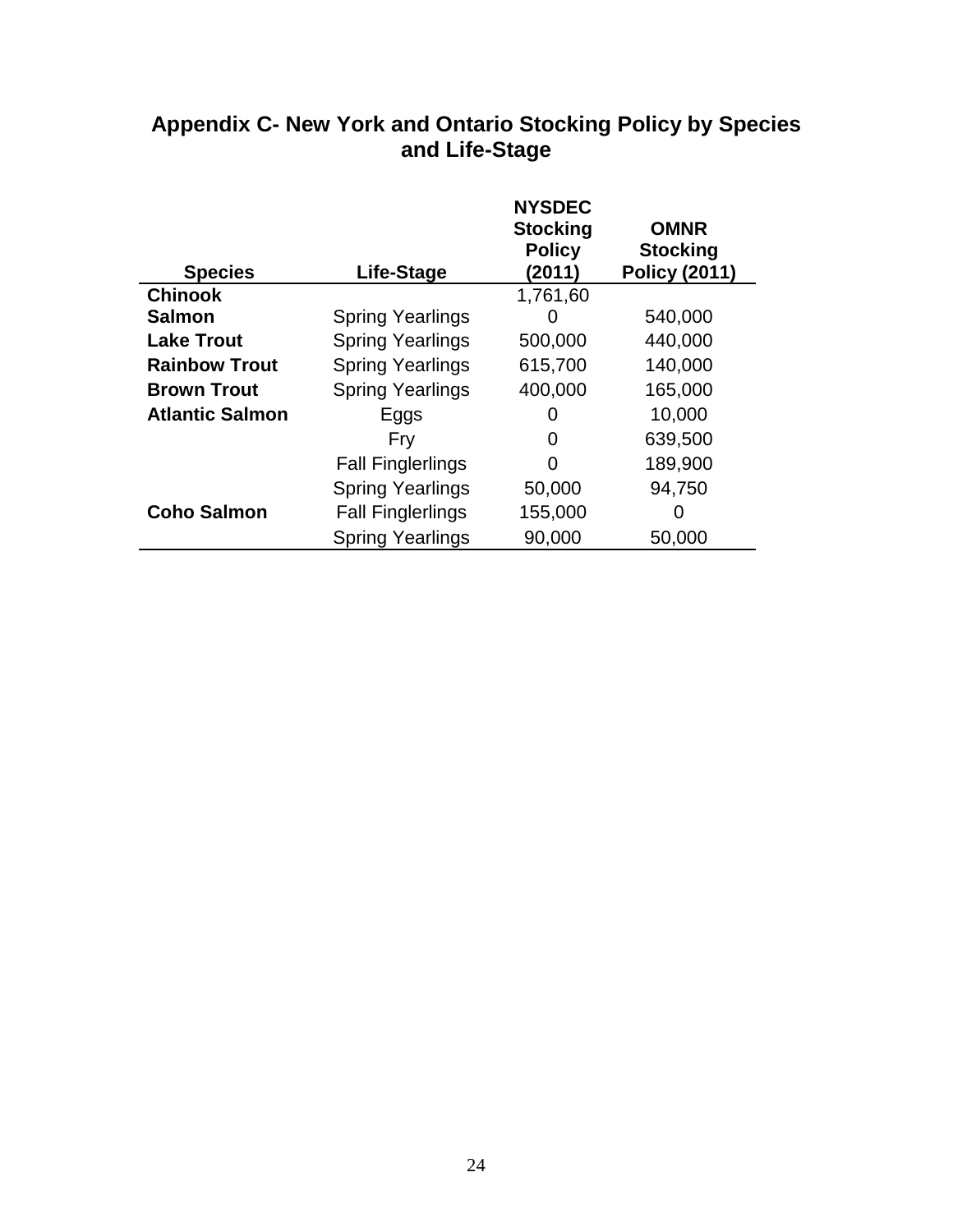## Appendix C- New York and Ontario Stocking Policy by Species and Life-Stage

| Species | Life-Stage | NYSDEC Stocking Policy (2011) | OMNR Stocking Policy (2011) |
|---|---|---|---|
| **Chinook Salmon** | Spring Yearlings | 1,761,600 | 540,000 |
| **Lake Trout** | Spring Yearlings | 500,000 | 440,000 |
| **Rainbow Trout** | Spring Yearlings | 615,700 | 140,000 |
| **Brown Trout** | Spring Yearlings | 400,000 | 165,000 |
| **Atlantic Salmon** | Eggs | 0 | 10,000 |
| | Fry | 0 | 639,500 |
| | Fall Finglerlings | 0 | 189,900 |
| | Spring Yearlings | 50,000 | 94,750 |
| **Coho Salmon** | Fall Finglerlings | 155,000 | 0 |
| | Spring Yearlings | 90,000 | 50,000 |